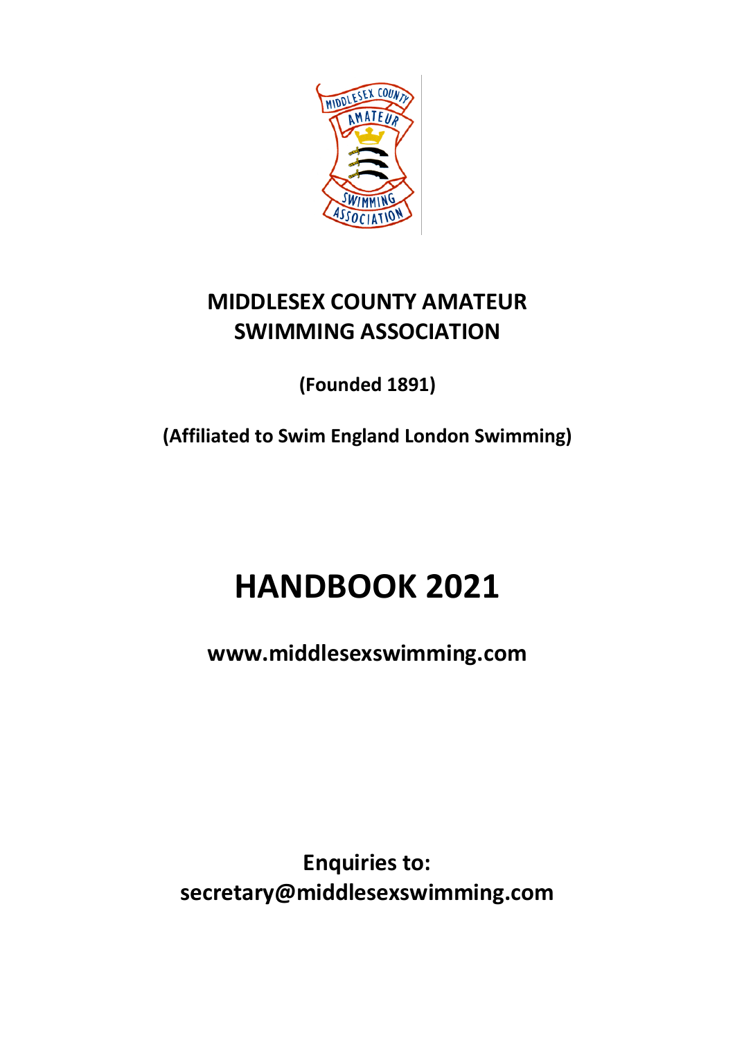# MIDDLESEX COUNTY AMATEUR SWIMMING ASSOCIATION

**(Founded 1891)**

**(Affiliated to Swim England London Swimming)**

# HANDBOOK 2021

**www.middlesexswimming.com**

**Enquiries to:**
**secretary@middlesexswimming.com**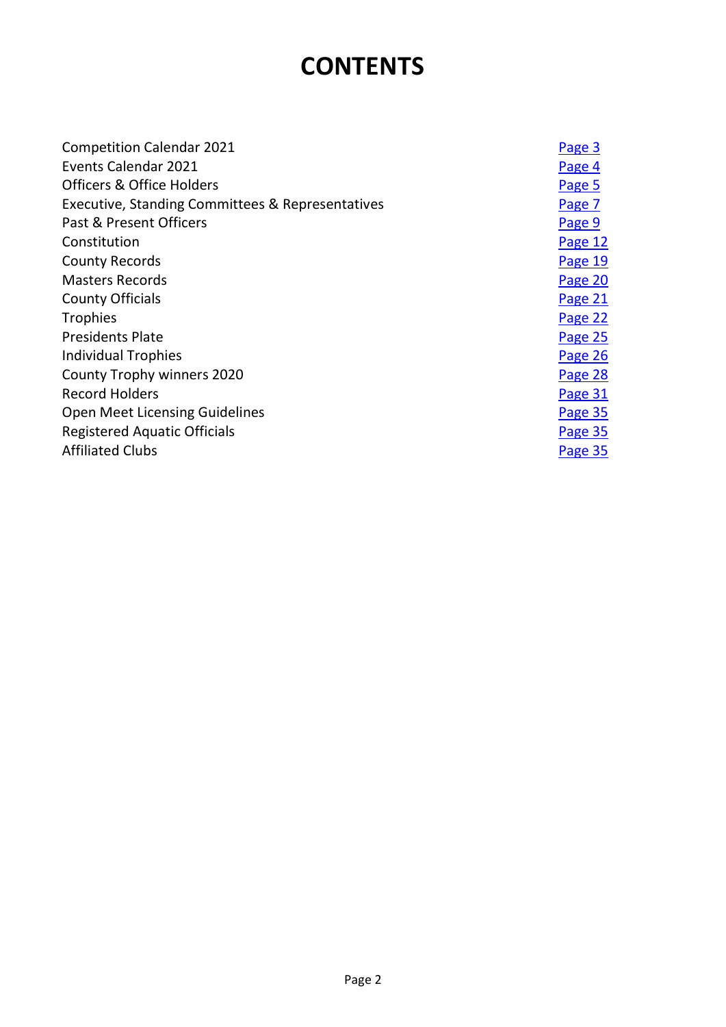# CONTENTS

| | |
|---|---|
| Competition Calendar 2021 | Page 3 |
| Events Calendar 2021 | Page 4 |
| Officers & Office Holders | Page 5 |
| Executive, Standing Committees & Representatives | Page 7 |
| Past & Present Officers | Page 9 |
| Constitution | Page 12 |
| County Records | Page 19 |
| Masters Records | Page 20 |
| County Officials | Page 21 |
| Trophies | Page 22 |
| Presidents Plate | Page 25 |
| Individual Trophies | Page 26 |
| County Trophy winners 2020 | Page 28 |
| Record Holders | Page 31 |
| Open Meet Licensing Guidelines | Page 35 |
| Registered Aquatic Officials | Page 35 |
| Affiliated Clubs | Page 35 |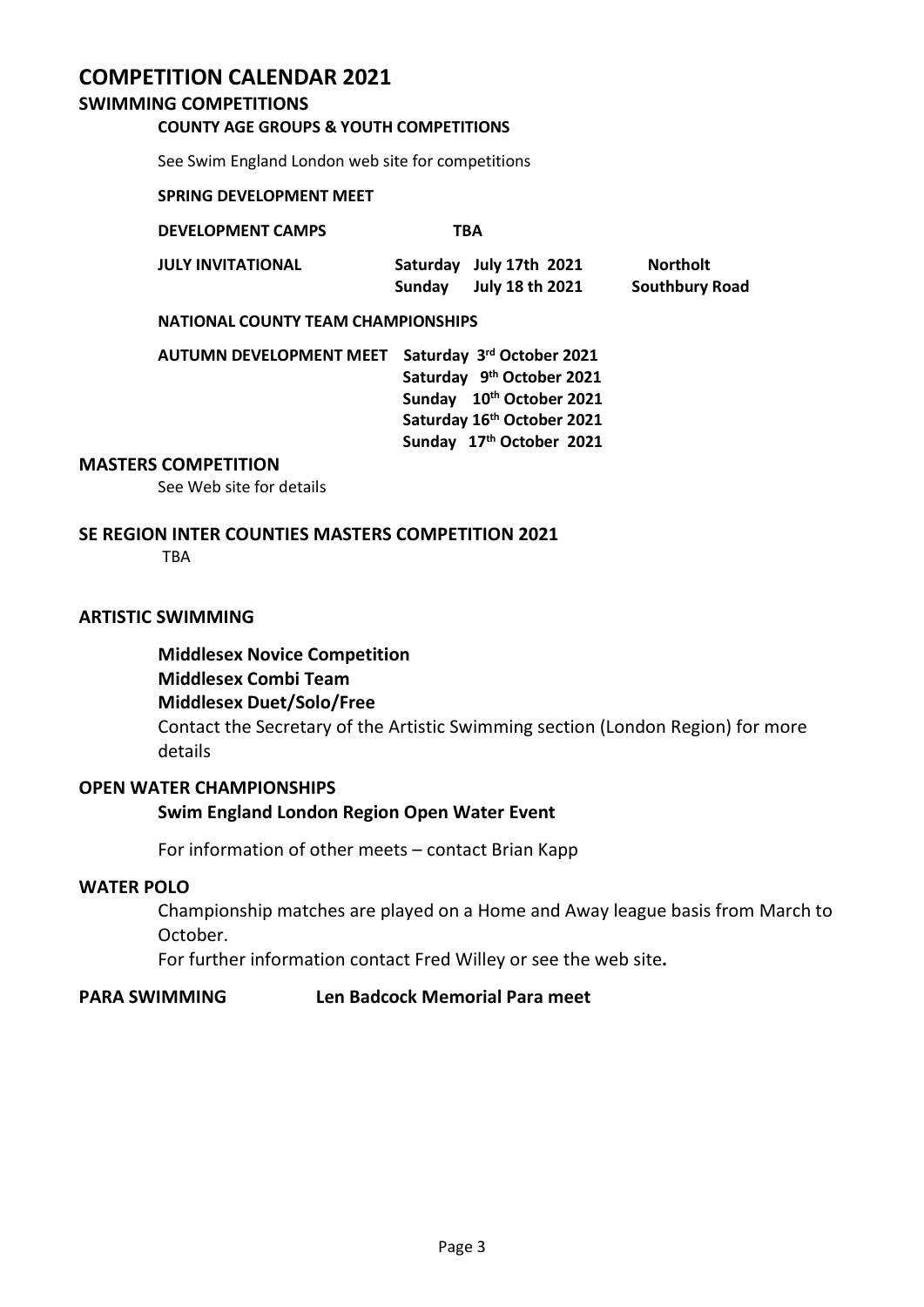# COMPETITION CALENDAR 2021

## SWIMMING COMPETITIONS

### COUNTY AGE GROUPS & YOUTH COMPETITIONS

See Swim England London web site for competitions

**SPRING DEVELOPMENT MEET**

**DEVELOPMENT CAMPS** **TBA**

| | | | |
|---|---|---|---|
| **JULY INVITATIONAL** | **Saturday** | **July 17th 2021** | **Northolt** |
| | **Sunday** | **July 18 th 2021** | **Southbury Road** |

**NATIONAL COUNTY TEAM CHAMPIONSHIPS**

**AUTUMN DEVELOPMENT MEET**
**Saturday 3rd October 2021**
**Saturday 9th October 2021**
**Sunday 10th October 2021**
**Saturday 16th October 2021**
**Sunday 17th October 2021**

## MASTERS COMPETITION

See Web site for details

## SE REGION INTER COUNTIES MASTERS COMPETITION 2021

TBA

## ARTISTIC SWIMMING

**Middlesex Novice Competition**
**Middlesex Combi Team**
**Middlesex Duet/Solo/Free**

Contact the Secretary of the Artistic Swimming section (London Region) for more details

## OPEN WATER CHAMPIONSHIPS

**Swim England London Region Open Water Event**

For information of other meets – contact Brian Kapp

## WATER POLO

Championship matches are played on a Home and Away league basis from March to October.

For further information contact Fred Willey or see the web site**.**

## PARA SWIMMING

**Len Badcock Memorial Para meet**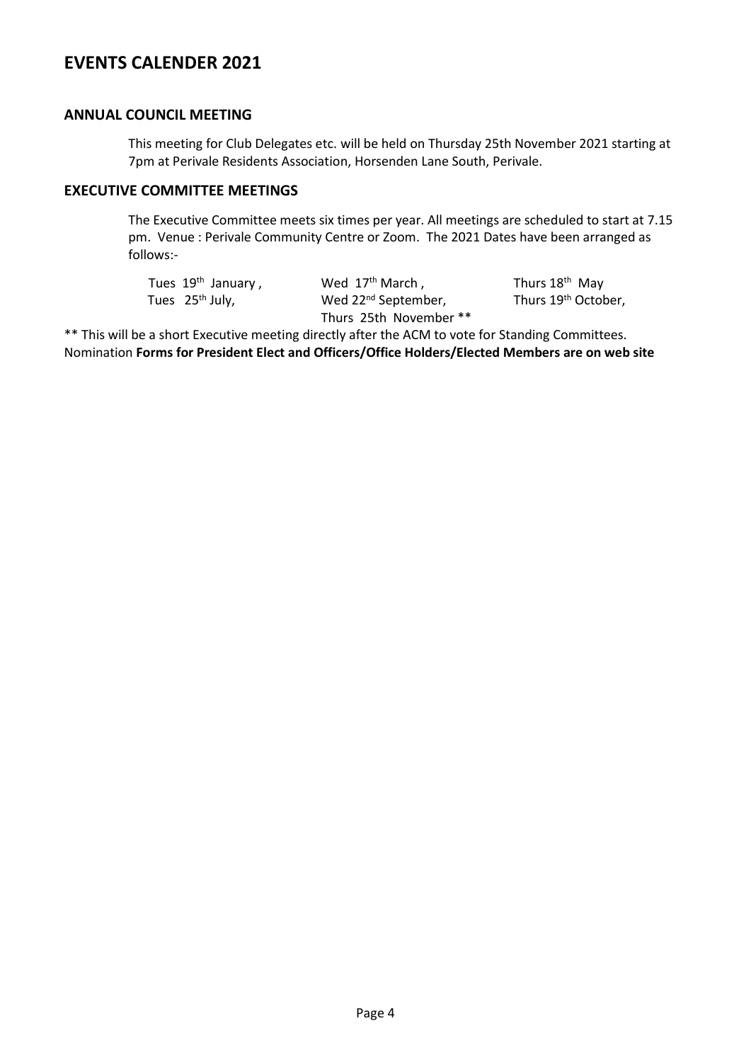# EVENTS CALENDER 2021

## ANNUAL COUNCIL MEETING

This meeting for Club Delegates etc. will be held on Thursday 25th November 2021 starting at 7pm at Perivale Residents Association, Horsenden Lane South, Perivale.

## EXECUTIVE COMMITTEE MEETINGS

The Executive Committee meets six times per year. All meetings are scheduled to start at 7.15 pm. Venue : Perivale Community Centre or Zoom. The 2021 Dates have been arranged as follows:-

| | | |
|---|---|---|
| Tues 19th January , | Wed 17th March , | Thurs 18th May |
| Tues 25th July, | Wed 22nd September, | Thurs 19th October, |
| | Thurs 25th November ** | |

** This will be a short Executive meeting directly after the ACM to vote for Standing Committees. Nomination **Forms for President Elect and Officers/Office Holders/Elected Members are on web site**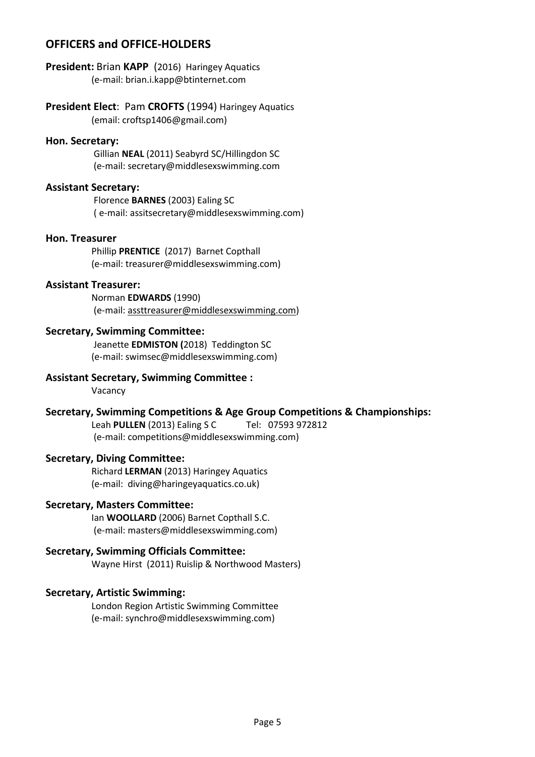## OFFICERS and OFFICE-HOLDERS

**President:** Brian **KAPP** (2016) Haringey Aquatics
(e-mail: brian.i.kapp@btinternet.com

**President Elect**: Pam **CROFTS** (1994) Haringey Aquatics
(email: croftsp1406@gmail.com)

**Hon. Secretary:**
Gillian **NEAL** (2011) Seabyrd SC/Hillingdon SC
(e-mail: secretary@middlesexswimming.com

**Assistant Secretary:**
Florence **BARNES** (2003) Ealing SC
( e-mail: assitsecretary@middlesexswimming.com)

**Hon. Treasurer**
Phillip **PRENTICE** (2017) Barnet Copthall
(e-mail: treasurer@middlesexswimming.com)

**Assistant Treasurer:**
Norman **EDWARDS** (1990)
(e-mail: assttreasurer@middlesexswimming.com)

**Secretary, Swimming Committee:**
Jeanette **EDMISTON (**2018) Teddington SC
(e-mail: swimsec@middlesexswimming.com)

**Assistant Secretary, Swimming Committee :**
Vacancy

**Secretary, Swimming Competitions & Age Group Competitions & Championships:**
Leah **PULLEN** (2013) Ealing S C Tel: 07593 972812
(e-mail: competitions@middlesexswimming.com)

**Secretary, Diving Committee:**
Richard **LERMAN** (2013) Haringey Aquatics
(e-mail: diving@haringeyaquatics.co.uk)

**Secretary, Masters Committee:**
Ian **WOOLLARD** (2006) Barnet Copthall S.C.
(e-mail: masters@middlesexswimming.com)

**Secretary, Swimming Officials Committee:**
Wayne Hirst (2011) Ruislip & Northwood Masters)

**Secretary, Artistic Swimming:**
London Region Artistic Swimming Committee
(e-mail: synchro@middlesexswimming.com)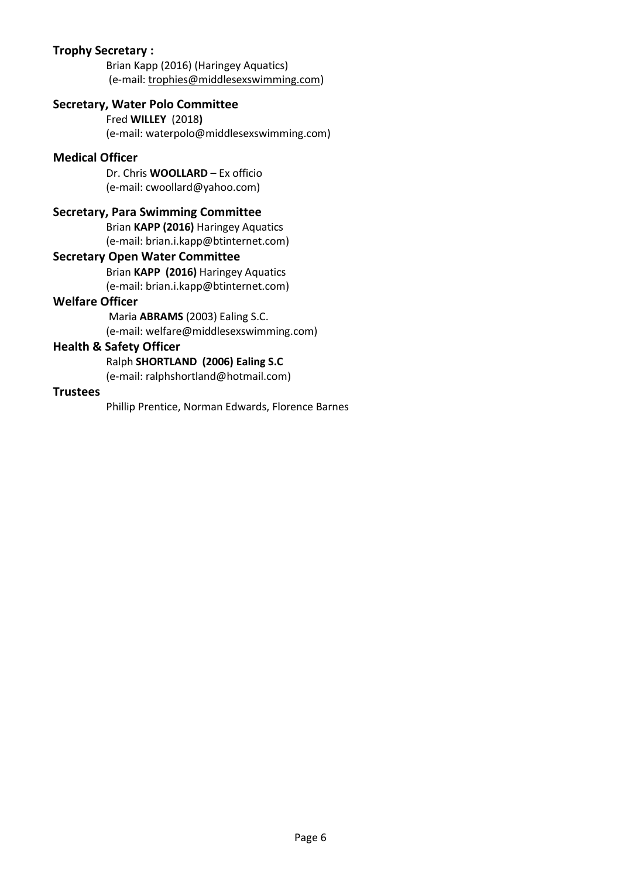**Trophy Secretary :**

Brian Kapp (2016) (Haringey Aquatics)
(e-mail: trophies@middlesexswimming.com)

**Secretary, Water Polo Committee**

Fred **WILLEY** (2018**)**
(e-mail: waterpolo@middlesexswimming.com)

**Medical Officer**

Dr. Chris **WOOLLARD** – Ex officio
(e-mail: cwoollard@yahoo.com)

**Secretary, Para Swimming Committee**

Brian **KAPP (2016)** Haringey Aquatics
(e-mail: brian.i.kapp@btinternet.com)

**Secretary Open Water Committee**

Brian **KAPP (2016)** Haringey Aquatics
(e-mail: brian.i.kapp@btinternet.com)

**Welfare Officer**

Maria **ABRAMS** (2003) Ealing S.C.
(e-mail: welfare@middlesexswimming.com)

**Health & Safety Officer**

Ralph **SHORTLAND (2006) Ealing S.C**
(e-mail: ralphshortland@hotmail.com)

**Trustees**

Phillip Prentice, Norman Edwards, Florence Barnes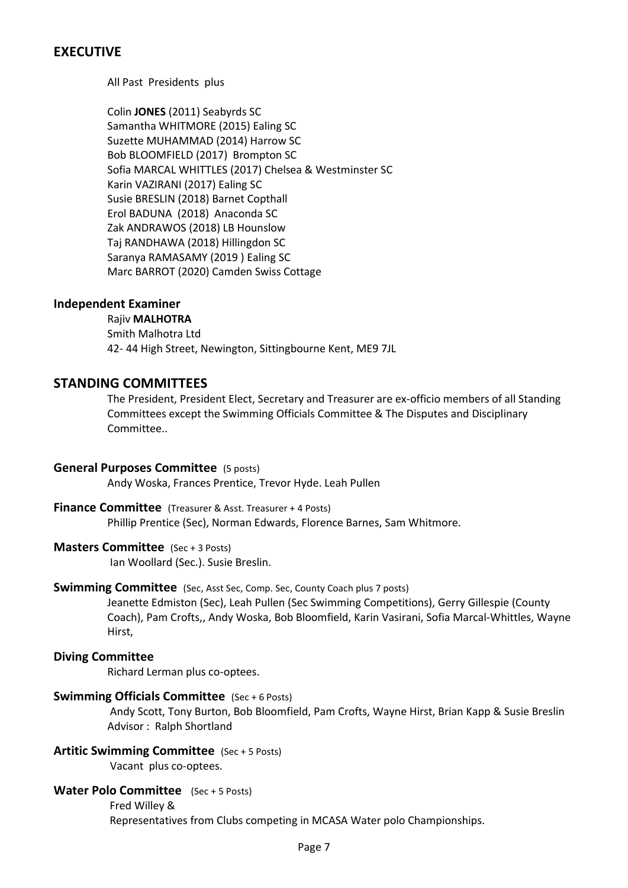## EXECUTIVE

All Past Presidents plus

Colin **JONES** (2011) Seabyrds SC
Samantha WHITMORE (2015) Ealing SC
Suzette MUHAMMAD (2014) Harrow SC
Bob BLOOMFIELD (2017) Brompton SC
Sofia MARCAL WHITTLES (2017) Chelsea & Westminster SC
Karin VAZIRANI (2017) Ealing SC
Susie BRESLIN (2018) Barnet Copthall
Erol BADUNA (2018) Anaconda SC
Zak ANDRAWOS (2018) LB Hounslow
Taj RANDHAWA (2018) Hillingdon SC
Saranya RAMASAMY (2019 ) Ealing SC
Marc BARROT (2020) Camden Swiss Cottage

### Independent Examiner

Rajiv **MALHOTRA**
Smith Malhotra Ltd
42- 44 High Street, Newington, Sittingbourne Kent, ME9 7JL

## STANDING COMMITTEES

The President, President Elect, Secretary and Treasurer are ex-officio members of all Standing Committees except the Swimming Officials Committee & The Disputes and Disciplinary Committee..

### General Purposes Committee (5 posts)

Andy Woska, Frances Prentice, Trevor Hyde. Leah Pullen

### Finance Committee (Treasurer & Asst. Treasurer + 4 Posts)

Phillip Prentice (Sec), Norman Edwards, Florence Barnes, Sam Whitmore.

### Masters Committee (Sec + 3 Posts)

Ian Woollard (Sec.). Susie Breslin.

### Swimming Committee (Sec, Asst Sec, Comp. Sec, County Coach plus 7 posts)

Jeanette Edmiston (Sec), Leah Pullen (Sec Swimming Competitions), Gerry Gillespie (County Coach), Pam Crofts,, Andy Woska, Bob Bloomfield, Karin Vasirani, Sofia Marcal-Whittles, Wayne Hirst,

### Diving Committee

Richard Lerman plus co-optees.

### Swimming Officials Committee (Sec + 6 Posts)

Andy Scott, Tony Burton, Bob Bloomfield, Pam Crofts, Wayne Hirst, Brian Kapp & Susie Breslin
Advisor : Ralph Shortland

### Artitic Swimming Committee (Sec + 5 Posts)

Vacant plus co-optees.

### Water Polo Committee (Sec + 5 Posts)

Fred Willey &
Representatives from Clubs competing in MCASA Water polo Championships.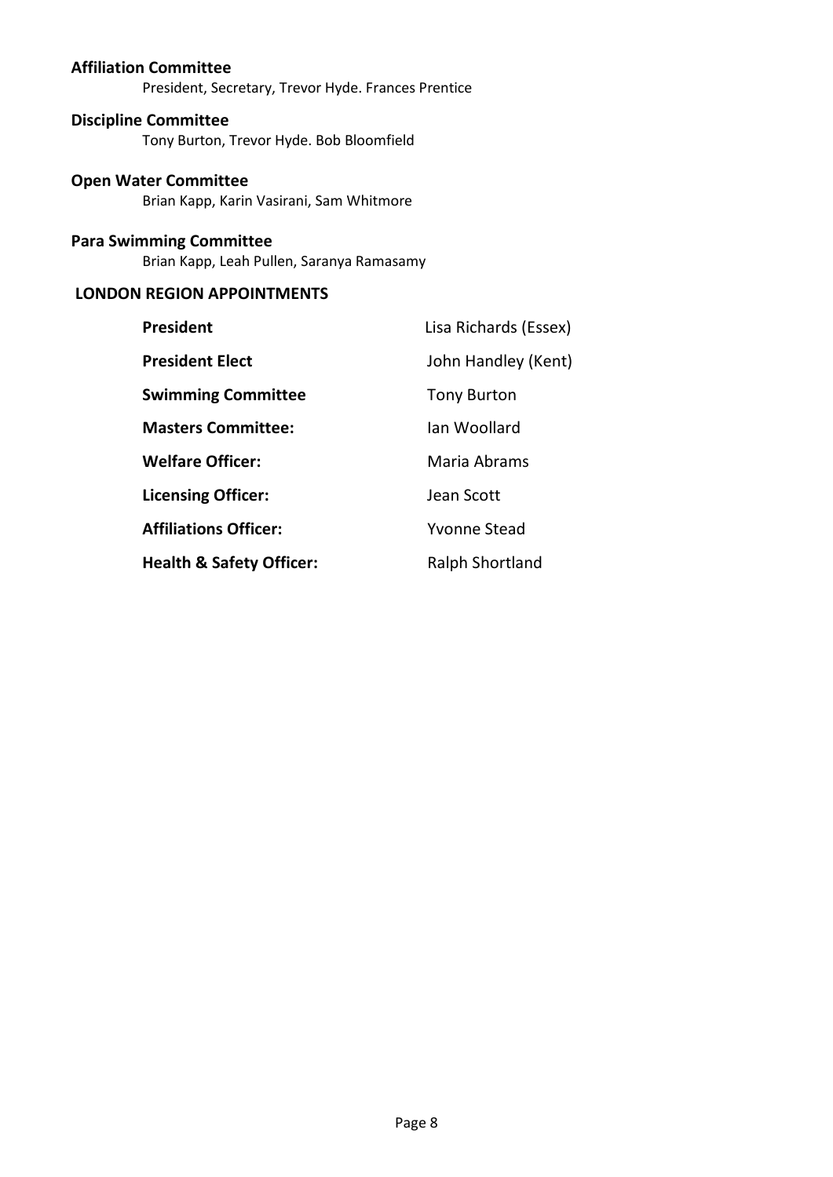**Affiliation Committee**

President, Secretary, Trevor Hyde. Frances Prentice

**Discipline Committee**

Tony Burton, Trevor Hyde. Bob Bloomfield

**Open Water Committee**

Brian Kapp, Karin Vasirani, Sam Whitmore

**Para Swimming Committee**

Brian Kapp, Leah Pullen, Saranya Ramasamy

**LONDON REGION APPOINTMENTS**

| | |
|---|---|
| **President** | Lisa Richards (Essex) |
| **President Elect** | John Handley (Kent) |
| **Swimming Committee** | Tony Burton |
| **Masters Committee:** | Ian Woollard |
| **Welfare Officer:** | Maria Abrams |
| **Licensing Officer:** | Jean Scott |
| **Affiliations Officer:** | Yvonne Stead |
| **Health & Safety Officer:** | Ralph Shortland |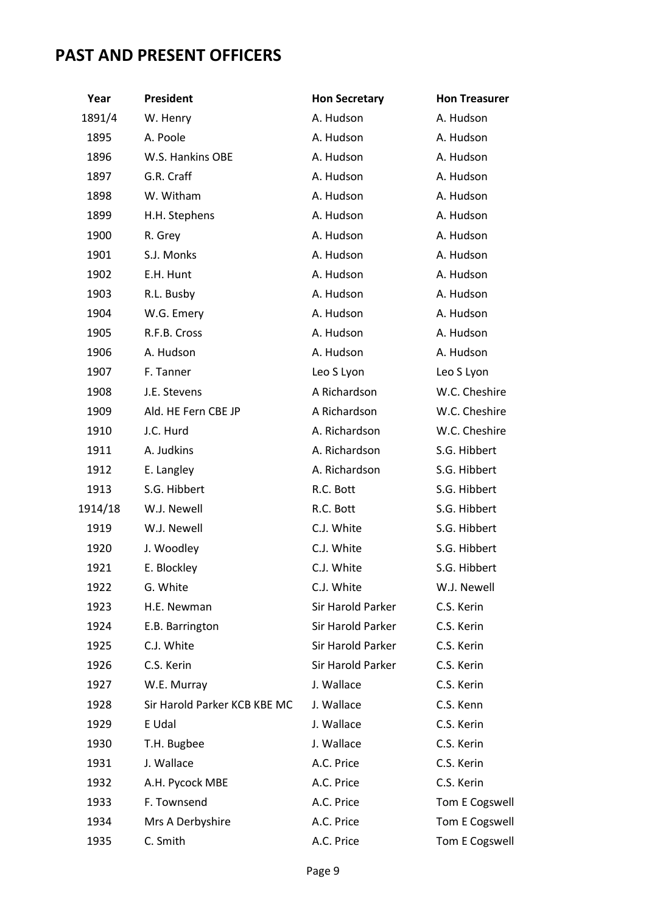# PAST AND PRESENT OFFICERS

| Year | President | Hon Secretary | Hon Treasurer |
|---|---|---|---|
| 1891/4 | W. Henry | A. Hudson | A. Hudson |
| 1895 | A. Poole | A. Hudson | A. Hudson |
| 1896 | W.S. Hankins OBE | A. Hudson | A. Hudson |
| 1897 | G.R. Craff | A. Hudson | A. Hudson |
| 1898 | W. Witham | A. Hudson | A. Hudson |
| 1899 | H.H. Stephens | A. Hudson | A. Hudson |
| 1900 | R. Grey | A. Hudson | A. Hudson |
| 1901 | S.J. Monks | A. Hudson | A. Hudson |
| 1902 | E.H. Hunt | A. Hudson | A. Hudson |
| 1903 | R.L. Busby | A. Hudson | A. Hudson |
| 1904 | W.G. Emery | A. Hudson | A. Hudson |
| 1905 | R.F.B. Cross | A. Hudson | A. Hudson |
| 1906 | A. Hudson | A. Hudson | A. Hudson |
| 1907 | F. Tanner | Leo S Lyon | Leo S Lyon |
| 1908 | J.E. Stevens | A Richardson | W.C. Cheshire |
| 1909 | Ald. HE Fern CBE JP | A Richardson | W.C. Cheshire |
| 1910 | J.C. Hurd | A. Richardson | W.C. Cheshire |
| 1911 | A. Judkins | A. Richardson | S.G. Hibbert |
| 1912 | E. Langley | A. Richardson | S.G. Hibbert |
| 1913 | S.G. Hibbert | R.C. Bott | S.G. Hibbert |
| 1914/18 | W.J. Newell | R.C. Bott | S.G. Hibbert |
| 1919 | W.J. Newell | C.J. White | S.G. Hibbert |
| 1920 | J. Woodley | C.J. White | S.G. Hibbert |
| 1921 | E. Blockley | C.J. White | S.G. Hibbert |
| 1922 | G. White | C.J. White | W.J. Newell |
| 1923 | H.E. Newman | Sir Harold Parker | C.S. Kerin |
| 1924 | E.B. Barrington | Sir Harold Parker | C.S. Kerin |
| 1925 | C.J. White | Sir Harold Parker | C.S. Kerin |
| 1926 | C.S. Kerin | Sir Harold Parker | C.S. Kerin |
| 1927 | W.E. Murray | J. Wallace | C.S. Kerin |
| 1928 | Sir Harold Parker KCB KBE MC | J. Wallace | C.S. Kenn |
| 1929 | E Udal | J. Wallace | C.S. Kerin |
| 1930 | T.H. Bugbee | J. Wallace | C.S. Kerin |
| 1931 | J. Wallace | A.C. Price | C.S. Kerin |
| 1932 | A.H. Pycock MBE | A.C. Price | C.S. Kerin |
| 1933 | F. Townsend | A.C. Price | Tom E Cogswell |
| 1934 | Mrs A Derbyshire | A.C. Price | Tom E Cogswell |
| 1935 | C. Smith | A.C. Price | Tom E Cogswell |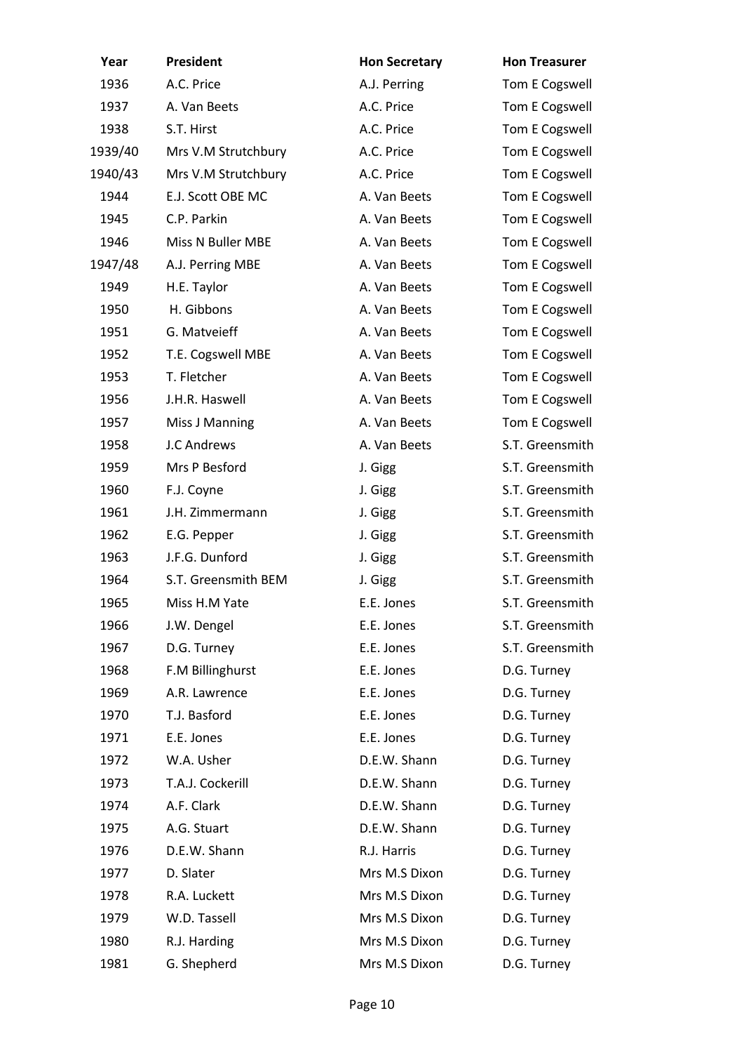| Year | President | Hon Secretary | Hon Treasurer |
|---|---|---|---|
| 1936 | A.C. Price | A.J. Perring | Tom E Cogswell |
| 1937 | A. Van Beets | A.C. Price | Tom E Cogswell |
| 1938 | S.T. Hirst | A.C. Price | Tom E Cogswell |
| 1939/40 | Mrs V.M Strutchbury | A.C. Price | Tom E Cogswell |
| 1940/43 | Mrs V.M Strutchbury | A.C. Price | Tom E Cogswell |
| 1944 | E.J. Scott OBE MC | A. Van Beets | Tom E Cogswell |
| 1945 | C.P. Parkin | A. Van Beets | Tom E Cogswell |
| 1946 | Miss N Buller MBE | A. Van Beets | Tom E Cogswell |
| 1947/48 | A.J. Perring MBE | A. Van Beets | Tom E Cogswell |
| 1949 | H.E. Taylor | A. Van Beets | Tom E Cogswell |
| 1950 | H. Gibbons | A. Van Beets | Tom E Cogswell |
| 1951 | G. Matveieff | A. Van Beets | Tom E Cogswell |
| 1952 | T.E. Cogswell MBE | A. Van Beets | Tom E Cogswell |
| 1953 | T. Fletcher | A. Van Beets | Tom E Cogswell |
| 1956 | J.H.R. Haswell | A. Van Beets | Tom E Cogswell |
| 1957 | Miss J Manning | A. Van Beets | Tom E Cogswell |
| 1958 | J.C Andrews | A. Van Beets | S.T. Greensmith |
| 1959 | Mrs P Besford | J. Gigg | S.T. Greensmith |
| 1960 | F.J. Coyne | J. Gigg | S.T. Greensmith |
| 1961 | J.H. Zimmermann | J. Gigg | S.T. Greensmith |
| 1962 | E.G. Pepper | J. Gigg | S.T. Greensmith |
| 1963 | J.F.G. Dunford | J. Gigg | S.T. Greensmith |
| 1964 | S.T. Greensmith BEM | J. Gigg | S.T. Greensmith |
| 1965 | Miss H.M Yate | E.E. Jones | S.T. Greensmith |
| 1966 | J.W. Dengel | E.E. Jones | S.T. Greensmith |
| 1967 | D.G. Turney | E.E. Jones | S.T. Greensmith |
| 1968 | F.M Billinghurst | E.E. Jones | D.G. Turney |
| 1969 | A.R. Lawrence | E.E. Jones | D.G. Turney |
| 1970 | T.J. Basford | E.E. Jones | D.G. Turney |
| 1971 | E.E. Jones | E.E. Jones | D.G. Turney |
| 1972 | W.A. Usher | D.E.W. Shann | D.G. Turney |
| 1973 | T.A.J. Cockerill | D.E.W. Shann | D.G. Turney |
| 1974 | A.F. Clark | D.E.W. Shann | D.G. Turney |
| 1975 | A.G. Stuart | D.E.W. Shann | D.G. Turney |
| 1976 | D.E.W. Shann | R.J. Harris | D.G. Turney |
| 1977 | D. Slater | Mrs M.S Dixon | D.G. Turney |
| 1978 | R.A. Luckett | Mrs M.S Dixon | D.G. Turney |
| 1979 | W.D. Tassell | Mrs M.S Dixon | D.G. Turney |
| 1980 | R.J. Harding | Mrs M.S Dixon | D.G. Turney |
| 1981 | G. Shepherd | Mrs M.S Dixon | D.G. Turney |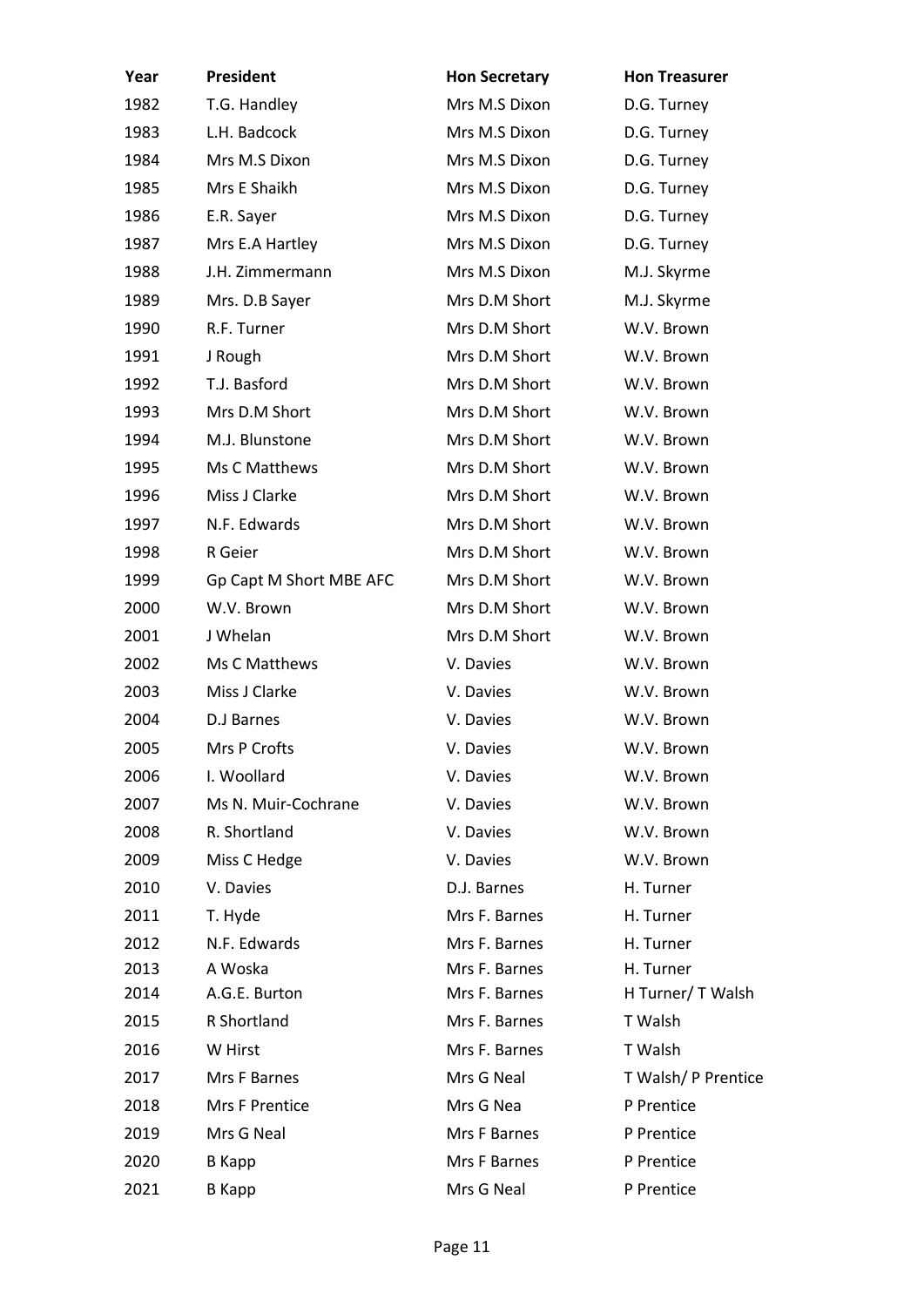| Year | President | Hon Secretary | Hon Treasurer |
| --- | --- | --- | --- |
| 1982 | T.G. Handley | Mrs M.S Dixon | D.G. Turney |
| 1983 | L.H. Badcock | Mrs M.S Dixon | D.G. Turney |
| 1984 | Mrs M.S Dixon | Mrs M.S Dixon | D.G. Turney |
| 1985 | Mrs E Shaikh | Mrs M.S Dixon | D.G. Turney |
| 1986 | E.R. Sayer | Mrs M.S Dixon | D.G. Turney |
| 1987 | Mrs E.A Hartley | Mrs M.S Dixon | D.G. Turney |
| 1988 | J.H. Zimmermann | Mrs M.S Dixon | M.J. Skyrme |
| 1989 | Mrs. D.B Sayer | Mrs D.M Short | M.J. Skyrme |
| 1990 | R.F. Turner | Mrs D.M Short | W.V. Brown |
| 1991 | J Rough | Mrs D.M Short | W.V. Brown |
| 1992 | T.J. Basford | Mrs D.M Short | W.V. Brown |
| 1993 | Mrs D.M Short | Mrs D.M Short | W.V. Brown |
| 1994 | M.J. Blunstone | Mrs D.M Short | W.V. Brown |
| 1995 | Ms C Matthews | Mrs D.M Short | W.V. Brown |
| 1996 | Miss J Clarke | Mrs D.M Short | W.V. Brown |
| 1997 | N.F. Edwards | Mrs D.M Short | W.V. Brown |
| 1998 | R Geier | Mrs D.M Short | W.V. Brown |
| 1999 | Gp Capt M Short MBE AFC | Mrs D.M Short | W.V. Brown |
| 2000 | W.V. Brown | Mrs D.M Short | W.V. Brown |
| 2001 | J Whelan | Mrs D.M Short | W.V. Brown |
| 2002 | Ms C Matthews | V. Davies | W.V. Brown |
| 2003 | Miss J Clarke | V. Davies | W.V. Brown |
| 2004 | D.J Barnes | V. Davies | W.V. Brown |
| 2005 | Mrs P Crofts | V. Davies | W.V. Brown |
| 2006 | I. Woollard | V. Davies | W.V. Brown |
| 2007 | Ms N. Muir-Cochrane | V. Davies | W.V. Brown |
| 2008 | R. Shortland | V. Davies | W.V. Brown |
| 2009 | Miss C Hedge | V. Davies | W.V. Brown |
| 2010 | V. Davies | D.J. Barnes | H. Turner |
| 2011 | T. Hyde | Mrs F. Barnes | H. Turner |
| 2012 | N.F. Edwards | Mrs F. Barnes | H. Turner |
| 2013 | A Woska | Mrs F. Barnes | H. Turner |
| 2014 | A.G.E. Burton | Mrs F. Barnes | H Turner/ T Walsh |
| 2015 | R Shortland | Mrs F. Barnes | T Walsh |
| 2016 | W Hirst | Mrs F. Barnes | T Walsh |
| 2017 | Mrs F Barnes | Mrs G Neal | T Walsh/ P Prentice |
| 2018 | Mrs F Prentice | Mrs G Nea | P Prentice |
| 2019 | Mrs G Neal | Mrs F Barnes | P Prentice |
| 2020 | B Kapp | Mrs F Barnes | P Prentice |
| 2021 | B Kapp | Mrs G Neal | P Prentice |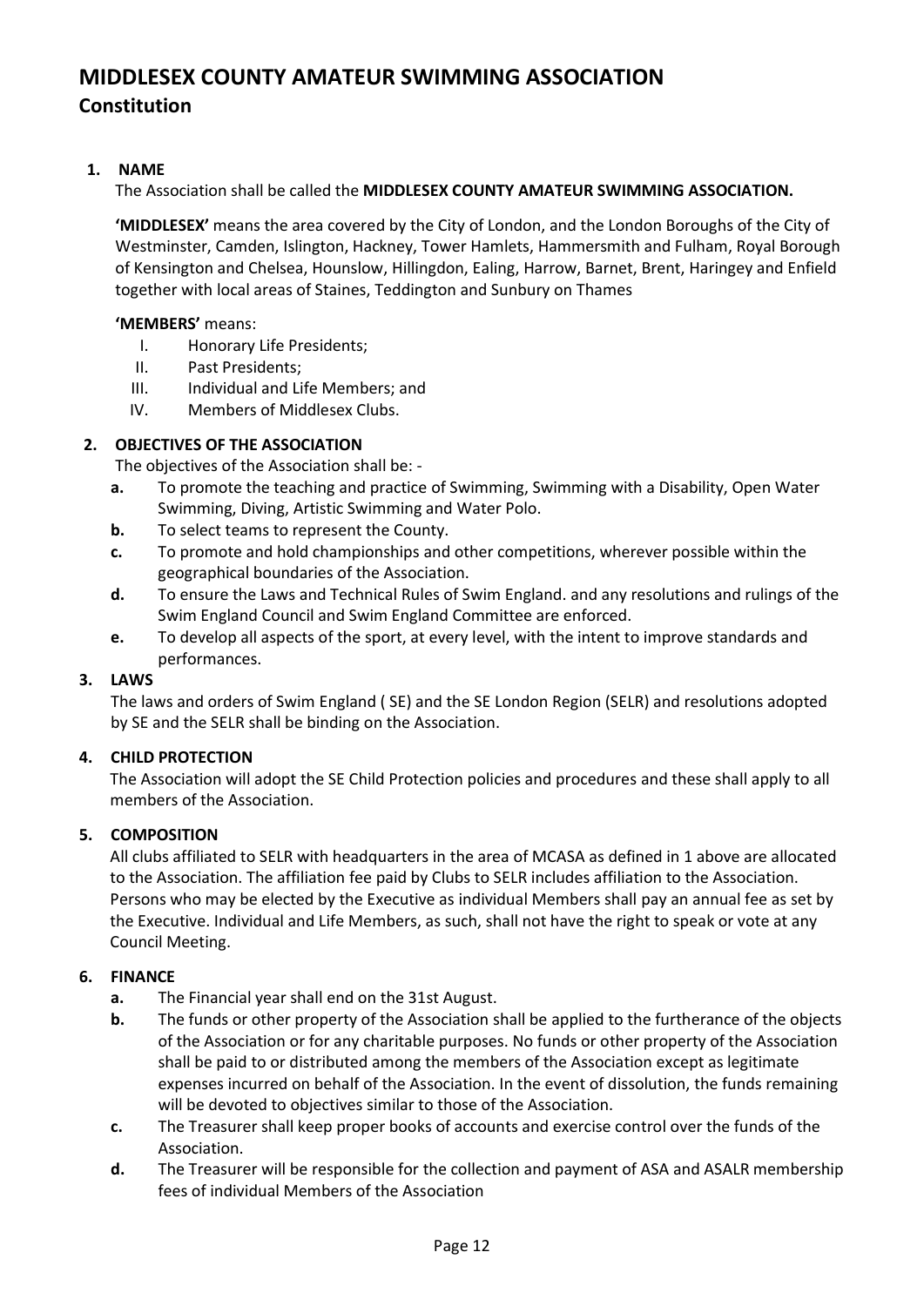# MIDDLESEX COUNTY AMATEUR SWIMMING ASSOCIATION

## Constitution

### 1. NAME

The Association shall be called the **MIDDLESEX COUNTY AMATEUR SWIMMING ASSOCIATION.**

**'MIDDLESEX'** means the area covered by the City of London, and the London Boroughs of the City of Westminster, Camden, Islington, Hackney, Tower Hamlets, Hammersmith and Fulham, Royal Borough of Kensington and Chelsea, Hounslow, Hillingdon, Ealing, Harrow, Barnet, Brent, Haringey and Enfield together with local areas of Staines, Teddington and Sunbury on Thames

**'MEMBERS'** means:

I. Honorary Life Presidents;
II. Past Presidents;
III. Individual and Life Members; and
IV. Members of Middlesex Clubs.

### 2. OBJECTIVES OF THE ASSOCIATION

The objectives of the Association shall be: -

- **a.** To promote the teaching and practice of Swimming, Swimming with a Disability, Open Water Swimming, Diving, Artistic Swimming and Water Polo.
- **b.** To select teams to represent the County.
- **c.** To promote and hold championships and other competitions, wherever possible within the geographical boundaries of the Association.
- **d.** To ensure the Laws and Technical Rules of Swim England. and any resolutions and rulings of the Swim England Council and Swim England Committee are enforced.
- **e.** To develop all aspects of the sport, at every level, with the intent to improve standards and performances.

### 3. LAWS

The laws and orders of Swim England ( SE) and the SE London Region (SELR) and resolutions adopted by SE and the SELR shall be binding on the Association.

### 4. CHILD PROTECTION

The Association will adopt the SE Child Protection policies and procedures and these shall apply to all members of the Association.

### 5. COMPOSITION

All clubs affiliated to SELR with headquarters in the area of MCASA as defined in 1 above are allocated to the Association. The affiliation fee paid by Clubs to SELR includes affiliation to the Association. Persons who may be elected by the Executive as individual Members shall pay an annual fee as set by the Executive. Individual and Life Members, as such, shall not have the right to speak or vote at any Council Meeting.

### 6. FINANCE

- **a.** The Financial year shall end on the 31st August.
- **b.** The funds or other property of the Association shall be applied to the furtherance of the objects of the Association or for any charitable purposes. No funds or other property of the Association shall be paid to or distributed among the members of the Association except as legitimate expenses incurred on behalf of the Association. In the event of dissolution, the funds remaining will be devoted to objectives similar to those of the Association.
- **c.** The Treasurer shall keep proper books of accounts and exercise control over the funds of the Association.
- **d.** The Treasurer will be responsible for the collection and payment of ASA and ASALR membership fees of individual Members of the Association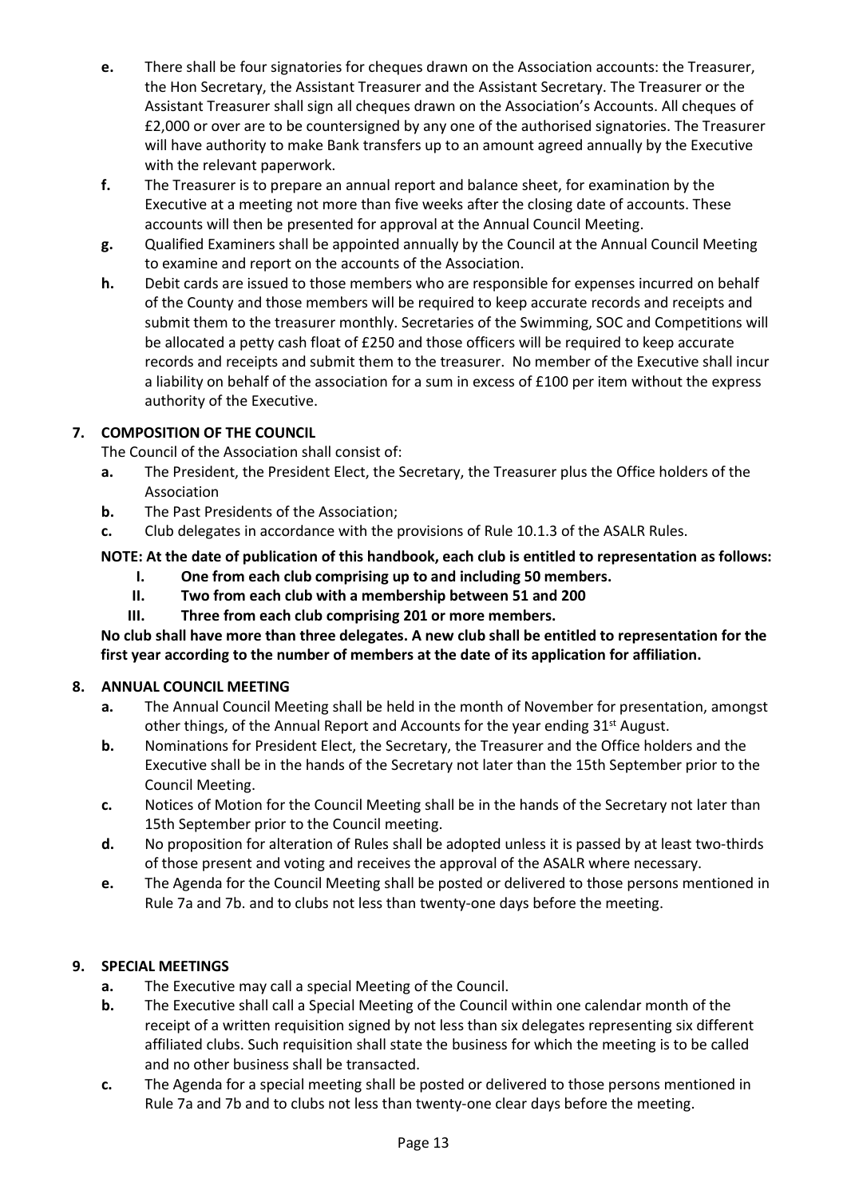- **e.** There shall be four signatories for cheques drawn on the Association accounts: the Treasurer, the Hon Secretary, the Assistant Treasurer and the Assistant Secretary. The Treasurer or the Assistant Treasurer shall sign all cheques drawn on the Association's Accounts. All cheques of £2,000 or over are to be countersigned by any one of the authorised signatories. The Treasurer will have authority to make Bank transfers up to an amount agreed annually by the Executive with the relevant paperwork.
- **f.** The Treasurer is to prepare an annual report and balance sheet, for examination by the Executive at a meeting not more than five weeks after the closing date of accounts. These accounts will then be presented for approval at the Annual Council Meeting.
- **g.** Qualified Examiners shall be appointed annually by the Council at the Annual Council Meeting to examine and report on the accounts of the Association.
- **h.** Debit cards are issued to those members who are responsible for expenses incurred on behalf of the County and those members will be required to keep accurate records and receipts and submit them to the treasurer monthly. Secretaries of the Swimming, SOC and Competitions will be allocated a petty cash float of £250 and those officers will be required to keep accurate records and receipts and submit them to the treasurer. No member of the Executive shall incur a liability on behalf of the association for a sum in excess of £100 per item without the express authority of the Executive.

## 7. COMPOSITION OF THE COUNCIL

The Council of the Association shall consist of:

- **a.** The President, the President Elect, the Secretary, the Treasurer plus the Office holders of the Association
- **b.** The Past Presidents of the Association;
- **c.** Club delegates in accordance with the provisions of Rule 10.1.3 of the ASALR Rules.

**NOTE: At the date of publication of this handbook, each club is entitled to representation as follows:**

- **I. One from each club comprising up to and including 50 members.**
- **II. Two from each club with a membership between 51 and 200**
- **III. Three from each club comprising 201 or more members.**

**No club shall have more than three delegates. A new club shall be entitled to representation for the first year according to the number of members at the date of its application for affiliation.**

## 8. ANNUAL COUNCIL MEETING

- **a.** The Annual Council Meeting shall be held in the month of November for presentation, amongst other things, of the Annual Report and Accounts for the year ending 31st August.
- **b.** Nominations for President Elect, the Secretary, the Treasurer and the Office holders and the Executive shall be in the hands of the Secretary not later than the 15th September prior to the Council Meeting.
- **c.** Notices of Motion for the Council Meeting shall be in the hands of the Secretary not later than 15th September prior to the Council meeting.
- **d.** No proposition for alteration of Rules shall be adopted unless it is passed by at least two-thirds of those present and voting and receives the approval of the ASALR where necessary.
- **e.** The Agenda for the Council Meeting shall be posted or delivered to those persons mentioned in Rule 7a and 7b. and to clubs not less than twenty-one days before the meeting.

## 9. SPECIAL MEETINGS

- **a.** The Executive may call a special Meeting of the Council.
- **b.** The Executive shall call a Special Meeting of the Council within one calendar month of the receipt of a written requisition signed by not less than six delegates representing six different affiliated clubs. Such requisition shall state the business for which the meeting is to be called and no other business shall be transacted.
- **c.** The Agenda for a special meeting shall be posted or delivered to those persons mentioned in Rule 7a and 7b and to clubs not less than twenty-one clear days before the meeting.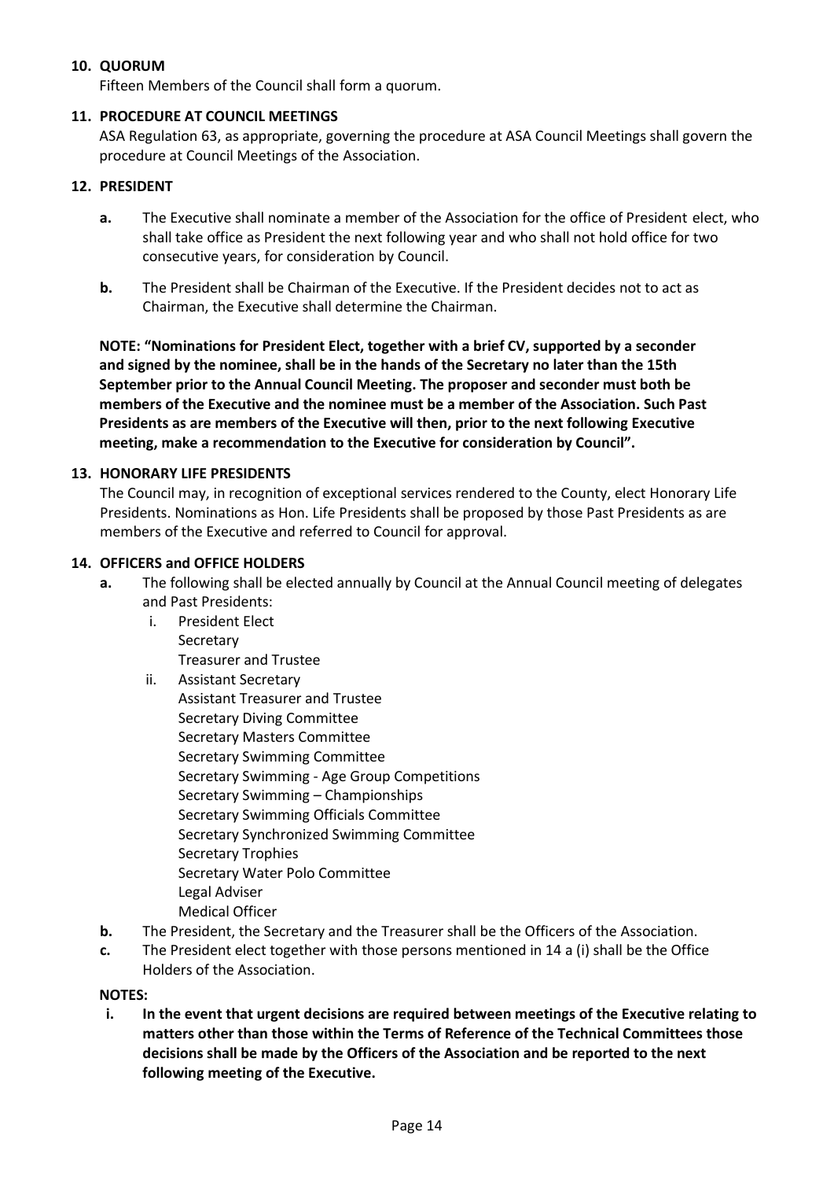**10. QUORUM**

Fifteen Members of the Council shall form a quorum.

**11. PROCEDURE AT COUNCIL MEETINGS**

ASA Regulation 63, as appropriate, governing the procedure at ASA Council Meetings shall govern the procedure at Council Meetings of the Association.

**12. PRESIDENT**

- **a.** The Executive shall nominate a member of the Association for the office of President elect, who shall take office as President the next following year and who shall not hold office for two consecutive years, for consideration by Council.
- **b.** The President shall be Chairman of the Executive. If the President decides not to act as Chairman, the Executive shall determine the Chairman.

**NOTE: "Nominations for President Elect, together with a brief CV, supported by a seconder and signed by the nominee, shall be in the hands of the Secretary no later than the 15th September prior to the Annual Council Meeting. The proposer and seconder must both be members of the Executive and the nominee must be a member of the Association. Such Past Presidents as are members of the Executive will then, prior to the next following Executive meeting, make a recommendation to the Executive for consideration by Council".**

**13. HONORARY LIFE PRESIDENTS**

The Council may, in recognition of exceptional services rendered to the County, elect Honorary Life Presidents. Nominations as Hon. Life Presidents shall be proposed by those Past Presidents as are members of the Executive and referred to Council for approval.

**14. OFFICERS and OFFICE HOLDERS**

- **a.** The following shall be elected annually by Council at the Annual Council meeting of delegates and Past Presidents:
  - i. President Elect
    Secretary
    Treasurer and Trustee
  - ii. Assistant Secretary
    Assistant Treasurer and Trustee
    Secretary Diving Committee
    Secretary Masters Committee
    Secretary Swimming Committee
    Secretary Swimming - Age Group Competitions
    Secretary Swimming – Championships
    Secretary Swimming Officials Committee
    Secretary Synchronized Swimming Committee
    Secretary Trophies
    Secretary Water Polo Committee
    Legal Adviser
    Medical Officer
- **b.** The President, the Secretary and the Treasurer shall be the Officers of the Association.
- **c.** The President elect together with those persons mentioned in 14 a (i) shall be the Office Holders of the Association.

**NOTES:**

- **i. In the event that urgent decisions are required between meetings of the Executive relating to matters other than those within the Terms of Reference of the Technical Committees those decisions shall be made by the Officers of the Association and be reported to the next following meeting of the Executive.**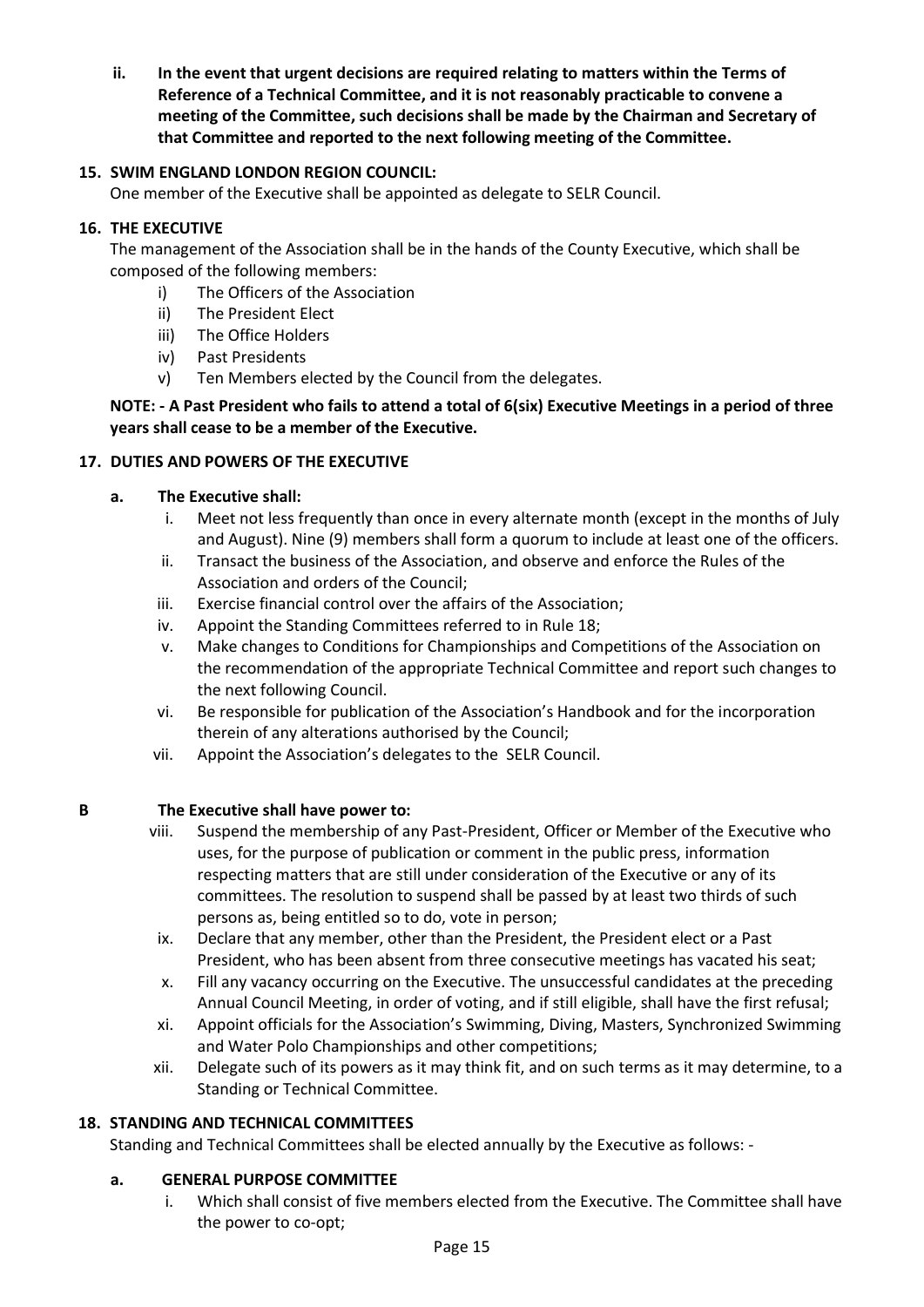**ii. In the event that urgent decisions are required relating to matters within the Terms of Reference of a Technical Committee, and it is not reasonably practicable to convene a meeting of the Committee, such decisions shall be made by the Chairman and Secretary of that Committee and reported to the next following meeting of the Committee.**

### 15. SWIM ENGLAND LONDON REGION COUNCIL:

One member of the Executive shall be appointed as delegate to SELR Council.

### 16. THE EXECUTIVE

The management of the Association shall be in the hands of the County Executive, which shall be composed of the following members:

- i) The Officers of the Association
- ii) The President Elect
- iii) The Office Holders
- iv) Past Presidents
- v) Ten Members elected by the Council from the delegates.

**NOTE: - A Past President who fails to attend a total of 6(six) Executive Meetings in a period of three years shall cease to be a member of the Executive.**

### 17. DUTIES AND POWERS OF THE EXECUTIVE

**a. The Executive shall:**

- i. Meet not less frequently than once in every alternate month (except in the months of July and August). Nine (9) members shall form a quorum to include at least one of the officers.
- ii. Transact the business of the Association, and observe and enforce the Rules of the Association and orders of the Council;
- iii. Exercise financial control over the affairs of the Association;
- iv. Appoint the Standing Committees referred to in Rule 18;
- v. Make changes to Conditions for Championships and Competitions of the Association on the recommendation of the appropriate Technical Committee and report such changes to the next following Council.
- vi. Be responsible for publication of the Association's Handbook and for the incorporation therein of any alterations authorised by the Council;
- vii. Appoint the Association's delegates to the SELR Council.

**B The Executive shall have power to:**

- viii. Suspend the membership of any Past-President, Officer or Member of the Executive who uses, for the purpose of publication or comment in the public press, information respecting matters that are still under consideration of the Executive or any of its committees. The resolution to suspend shall be passed by at least two thirds of such persons as, being entitled so to do, vote in person;
- ix. Declare that any member, other than the President, the President elect or a Past President, who has been absent from three consecutive meetings has vacated his seat;
- x. Fill any vacancy occurring on the Executive. The unsuccessful candidates at the preceding Annual Council Meeting, in order of voting, and if still eligible, shall have the first refusal;
- xi. Appoint officials for the Association's Swimming, Diving, Masters, Synchronized Swimming and Water Polo Championships and other competitions;
- xii. Delegate such of its powers as it may think fit, and on such terms as it may determine, to a Standing or Technical Committee.

### 18. STANDING AND TECHNICAL COMMITTEES

Standing and Technical Committees shall be elected annually by the Executive as follows: -

**a. GENERAL PURPOSE COMMITTEE**

- i. Which shall consist of five members elected from the Executive. The Committee shall have the power to co-opt;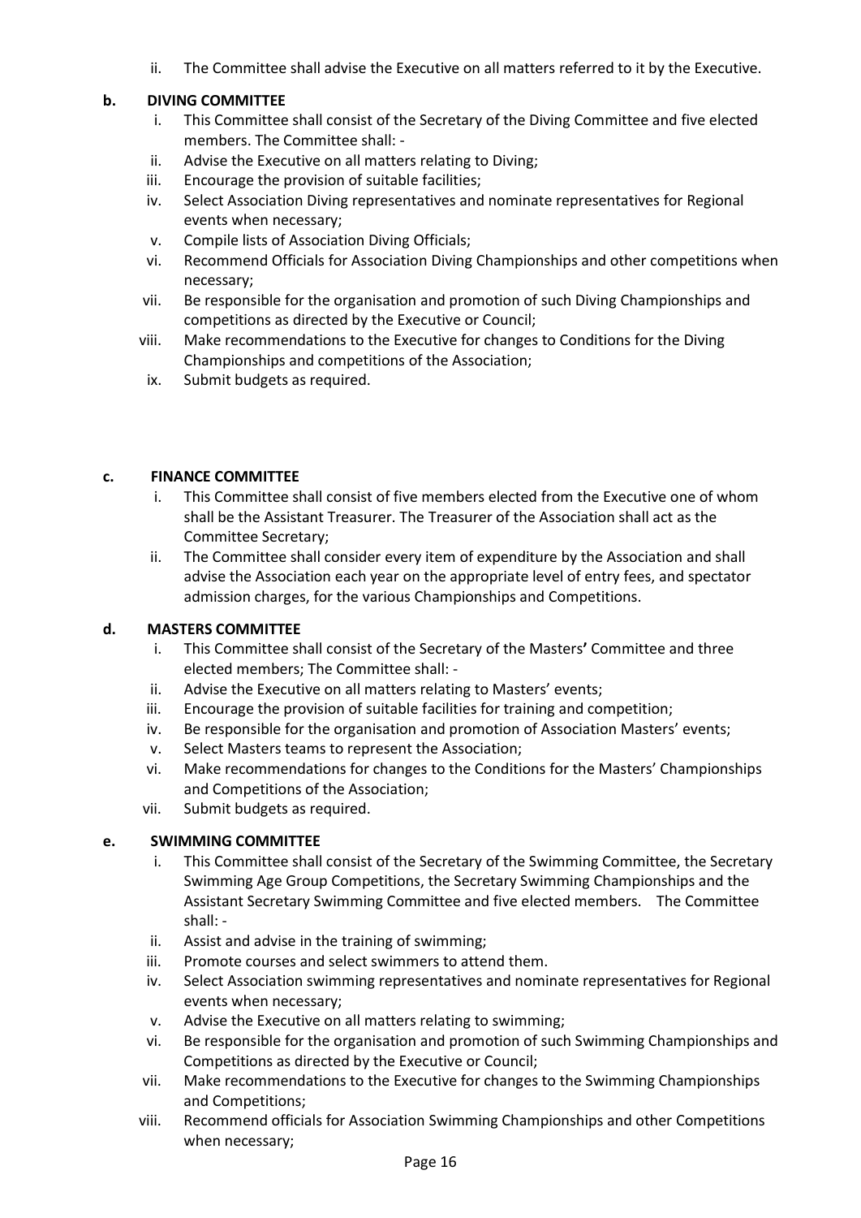ii. The Committee shall advise the Executive on all matters referred to it by the Executive.

**b. DIVING COMMITTEE**

i. This Committee shall consist of the Secretary of the Diving Committee and five elected members. The Committee shall: -
ii. Advise the Executive on all matters relating to Diving;
iii. Encourage the provision of suitable facilities;
iv. Select Association Diving representatives and nominate representatives for Regional events when necessary;
v. Compile lists of Association Diving Officials;
vi. Recommend Officials for Association Diving Championships and other competitions when necessary;
vii. Be responsible for the organisation and promotion of such Diving Championships and competitions as directed by the Executive or Council;
viii. Make recommendations to the Executive for changes to Conditions for the Diving Championships and competitions of the Association;
ix. Submit budgets as required.

**c. FINANCE COMMITTEE**

i. This Committee shall consist of five members elected from the Executive one of whom shall be the Assistant Treasurer. The Treasurer of the Association shall act as the Committee Secretary;
ii. The Committee shall consider every item of expenditure by the Association and shall advise the Association each year on the appropriate level of entry fees, and spectator admission charges, for the various Championships and Competitions.

**d. MASTERS COMMITTEE**

i. This Committee shall consist of the Secretary of the Masters**'** Committee and three elected members; The Committee shall: -
ii. Advise the Executive on all matters relating to Masters' events;
iii. Encourage the provision of suitable facilities for training and competition;
iv. Be responsible for the organisation and promotion of Association Masters' events;
v. Select Masters teams to represent the Association;
vi. Make recommendations for changes to the Conditions for the Masters' Championships and Competitions of the Association;
vii. Submit budgets as required.

**e. SWIMMING COMMITTEE**

i. This Committee shall consist of the Secretary of the Swimming Committee, the Secretary Swimming Age Group Competitions, the Secretary Swimming Championships and the Assistant Secretary Swimming Committee and five elected members. The Committee shall: -
ii. Assist and advise in the training of swimming;
iii. Promote courses and select swimmers to attend them.
iv. Select Association swimming representatives and nominate representatives for Regional events when necessary;
v. Advise the Executive on all matters relating to swimming;
vi. Be responsible for the organisation and promotion of such Swimming Championships and Competitions as directed by the Executive or Council;
vii. Make recommendations to the Executive for changes to the Swimming Championships and Competitions;
viii. Recommend officials for Association Swimming Championships and other Competitions when necessary;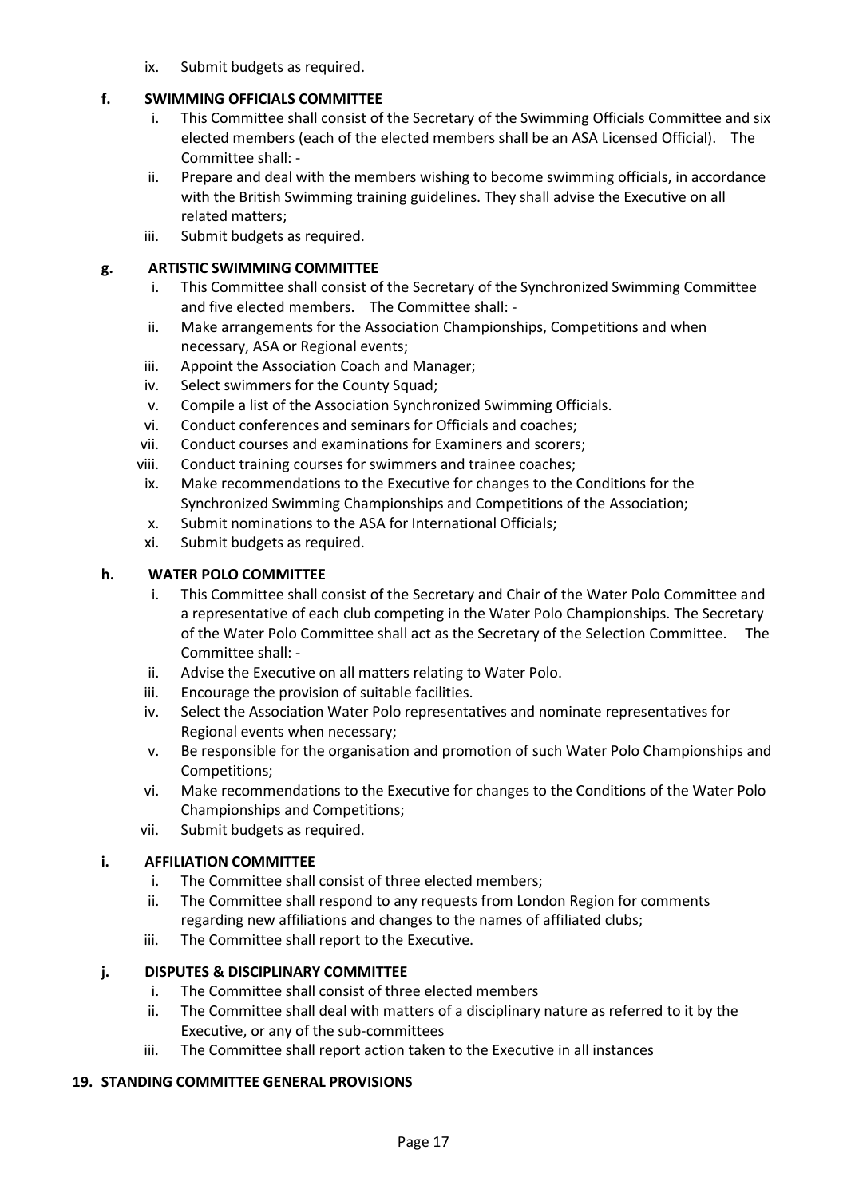ix. Submit budgets as required.

**f. SWIMMING OFFICIALS COMMITTEE**

i. This Committee shall consist of the Secretary of the Swimming Officials Committee and six elected members (each of the elected members shall be an ASA Licensed Official). The Committee shall: -

ii. Prepare and deal with the members wishing to become swimming officials, in accordance with the British Swimming training guidelines. They shall advise the Executive on all related matters;

iii. Submit budgets as required.

**g. ARTISTIC SWIMMING COMMITTEE**

i. This Committee shall consist of the Secretary of the Synchronized Swimming Committee and five elected members. The Committee shall: -

ii. Make arrangements for the Association Championships, Competitions and when necessary, ASA or Regional events;

iii. Appoint the Association Coach and Manager;

iv. Select swimmers for the County Squad;

v. Compile a list of the Association Synchronized Swimming Officials.

vi. Conduct conferences and seminars for Officials and coaches;

vii. Conduct courses and examinations for Examiners and scorers;

viii. Conduct training courses for swimmers and trainee coaches;

ix. Make recommendations to the Executive for changes to the Conditions for the Synchronized Swimming Championships and Competitions of the Association;

x. Submit nominations to the ASA for International Officials;

xi. Submit budgets as required.

**h. WATER POLO COMMITTEE**

i. This Committee shall consist of the Secretary and Chair of the Water Polo Committee and a representative of each club competing in the Water Polo Championships. The Secretary of the Water Polo Committee shall act as the Secretary of the Selection Committee. The Committee shall: -

ii. Advise the Executive on all matters relating to Water Polo.

iii. Encourage the provision of suitable facilities.

iv. Select the Association Water Polo representatives and nominate representatives for Regional events when necessary;

v. Be responsible for the organisation and promotion of such Water Polo Championships and Competitions;

vi. Make recommendations to the Executive for changes to the Conditions of the Water Polo Championships and Competitions;

vii. Submit budgets as required.

**i. AFFILIATION COMMITTEE**

i. The Committee shall consist of three elected members;

ii. The Committee shall respond to any requests from London Region for comments regarding new affiliations and changes to the names of affiliated clubs;

iii. The Committee shall report to the Executive.

**j. DISPUTES & DISCIPLINARY COMMITTEE**

i. The Committee shall consist of three elected members

ii. The Committee shall deal with matters of a disciplinary nature as referred to it by the Executive, or any of the sub-committees

iii. The Committee shall report action taken to the Executive in all instances

**19. STANDING COMMITTEE GENERAL PROVISIONS**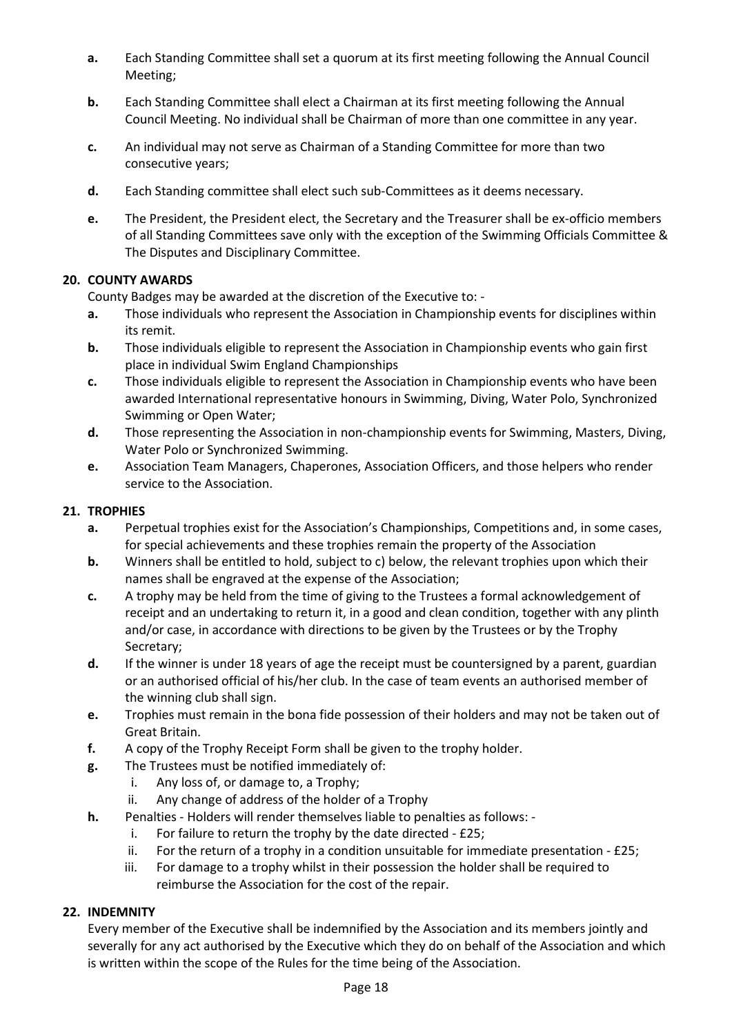- **a.** Each Standing Committee shall set a quorum at its first meeting following the Annual Council Meeting;
- **b.** Each Standing Committee shall elect a Chairman at its first meeting following the Annual Council Meeting. No individual shall be Chairman of more than one committee in any year.
- **c.** An individual may not serve as Chairman of a Standing Committee for more than two consecutive years;
- **d.** Each Standing committee shall elect such sub-Committees as it deems necessary.
- **e.** The President, the President elect, the Secretary and the Treasurer shall be ex-officio members of all Standing Committees save only with the exception of the Swimming Officials Committee & The Disputes and Disciplinary Committee.

## 20. COUNTY AWARDS

County Badges may be awarded at the discretion of the Executive to: -

- **a.** Those individuals who represent the Association in Championship events for disciplines within its remit.
- **b.** Those individuals eligible to represent the Association in Championship events who gain first place in individual Swim England Championships
- **c.** Those individuals eligible to represent the Association in Championship events who have been awarded International representative honours in Swimming, Diving, Water Polo, Synchronized Swimming or Open Water;
- **d.** Those representing the Association in non-championship events for Swimming, Masters, Diving, Water Polo or Synchronized Swimming.
- **e.** Association Team Managers, Chaperones, Association Officers, and those helpers who render service to the Association.

## 21. TROPHIES

- **a.** Perpetual trophies exist for the Association's Championships, Competitions and, in some cases, for special achievements and these trophies remain the property of the Association
- **b.** Winners shall be entitled to hold, subject to c) below, the relevant trophies upon which their names shall be engraved at the expense of the Association;
- **c.** A trophy may be held from the time of giving to the Trustees a formal acknowledgement of receipt and an undertaking to return it, in a good and clean condition, together with any plinth and/or case, in accordance with directions to be given by the Trustees or by the Trophy Secretary;
- **d.** If the winner is under 18 years of age the receipt must be countersigned by a parent, guardian or an authorised official of his/her club. In the case of team events an authorised member of the winning club shall sign.
- **e.** Trophies must remain in the bona fide possession of their holders and may not be taken out of Great Britain.
- **f.** A copy of the Trophy Receipt Form shall be given to the trophy holder.
- **g.** The Trustees must be notified immediately of:
  - i. Any loss of, or damage to, a Trophy;
  - ii. Any change of address of the holder of a Trophy
- **h.** Penalties - Holders will render themselves liable to penalties as follows: -
  - i. For failure to return the trophy by the date directed - £25;
  - ii. For the return of a trophy in a condition unsuitable for immediate presentation - £25;
  - iii. For damage to a trophy whilst in their possession the holder shall be required to reimburse the Association for the cost of the repair.

## 22. INDEMNITY

Every member of the Executive shall be indemnified by the Association and its members jointly and severally for any act authorised by the Executive which they do on behalf of the Association and which is written within the scope of the Rules for the time being of the Association.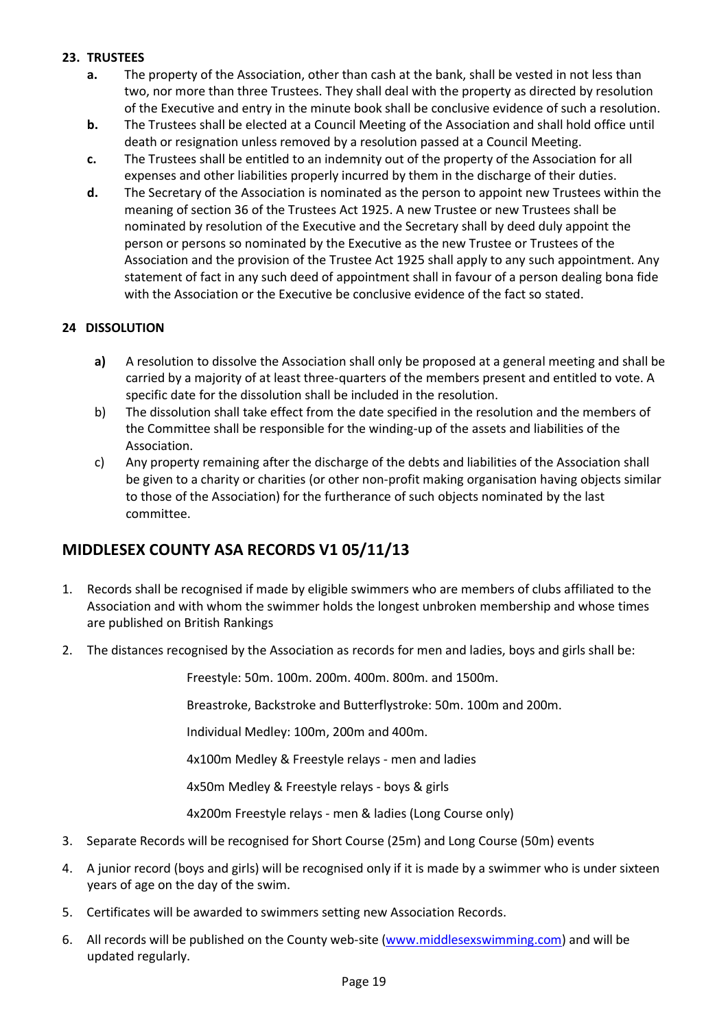**23. TRUSTEES**

- **a.** The property of the Association, other than cash at the bank, shall be vested in not less than two, nor more than three Trustees. They shall deal with the property as directed by resolution of the Executive and entry in the minute book shall be conclusive evidence of such a resolution.
- **b.** The Trustees shall be elected at a Council Meeting of the Association and shall hold office until death or resignation unless removed by a resolution passed at a Council Meeting.
- **c.** The Trustees shall be entitled to an indemnity out of the property of the Association for all expenses and other liabilities properly incurred by them in the discharge of their duties.
- **d.** The Secretary of the Association is nominated as the person to appoint new Trustees within the meaning of section 36 of the Trustees Act 1925. A new Trustee or new Trustees shall be nominated by resolution of the Executive and the Secretary shall by deed duly appoint the person or persons so nominated by the Executive as the new Trustee or Trustees of the Association and the provision of the Trustee Act 1925 shall apply to any such appointment. Any statement of fact in any such deed of appointment shall in favour of a person dealing bona fide with the Association or the Executive be conclusive evidence of the fact so stated.

**24 DISSOLUTION**

- **a)** A resolution to dissolve the Association shall only be proposed at a general meeting and shall be carried by a majority of at least three-quarters of the members present and entitled to vote. A specific date for the dissolution shall be included in the resolution.
- b) The dissolution shall take effect from the date specified in the resolution and the members of the Committee shall be responsible for the winding-up of the assets and liabilities of the Association.
- c) Any property remaining after the discharge of the debts and liabilities of the Association shall be given to a charity or charities (or other non-profit making organisation having objects similar to those of the Association) for the furtherance of such objects nominated by the last committee.

## MIDDLESEX COUNTY ASA RECORDS V1 05/11/13

1. Records shall be recognised if made by eligible swimmers who are members of clubs affiliated to the Association and with whom the swimmer holds the longest unbroken membership and whose times are published on British Rankings
2. The distances recognised by the Association as records for men and ladies, boys and girls shall be:

   Freestyle: 50m. 100m. 200m. 400m. 800m. and 1500m.

   Breastroke, Backstroke and Butterflystroke: 50m. 100m and 200m.

   Individual Medley: 100m, 200m and 400m.

   4x100m Medley & Freestyle relays - men and ladies

   4x50m Medley & Freestyle relays - boys & girls

   4x200m Freestyle relays - men & ladies (Long Course only)

3. Separate Records will be recognised for Short Course (25m) and Long Course (50m) events
4. A junior record (boys and girls) will be recognised only if it is made by a swimmer who is under sixteen years of age on the day of the swim.
5. Certificates will be awarded to swimmers setting new Association Records.
6. All records will be published on the County web-site (www.middlesexswimming.com) and will be updated regularly.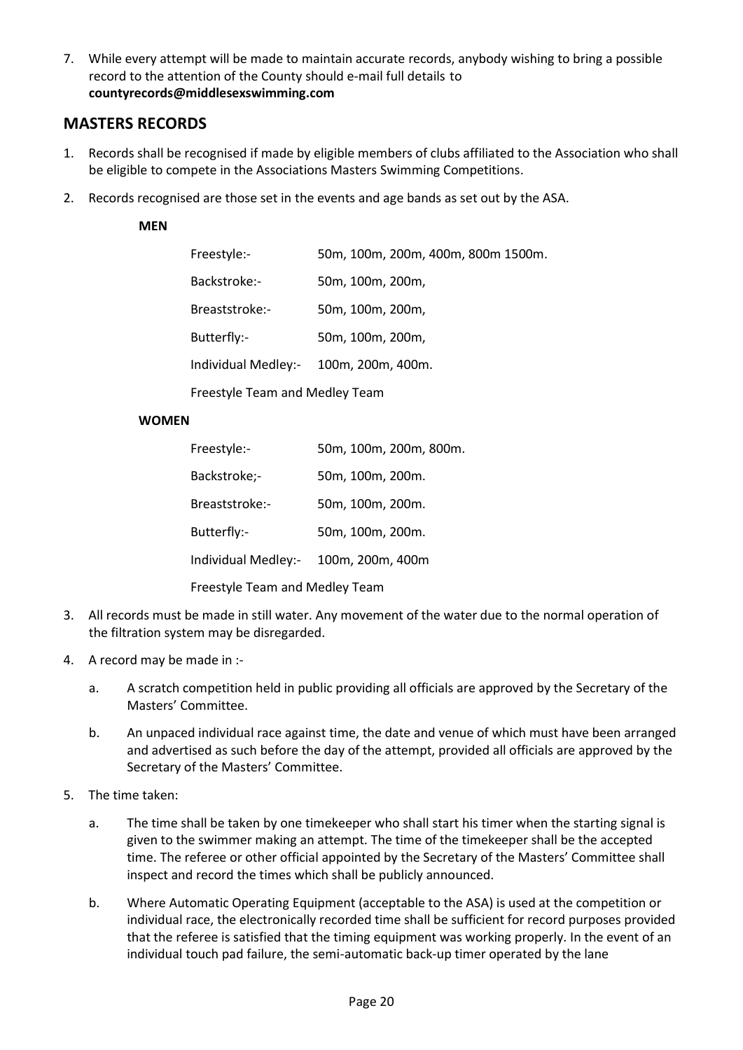7. While every attempt will be made to maintain accurate records, anybody wishing to bring a possible record to the attention of the County should e-mail full details to **countyrecords@middlesexswimming.com**

## MASTERS RECORDS

1. Records shall be recognised if made by eligible members of clubs affiliated to the Association who shall be eligible to compete in the Associations Masters Swimming Competitions.
2. Records recognised are those set in the events and age bands as set out by the ASA.

**MEN**

| | |
|---|---|
| Freestyle:- | 50m, 100m, 200m, 400m, 800m 1500m. |
| Backstroke:- | 50m, 100m, 200m, |
| Breaststroke:- | 50m, 100m, 200m, |
| Butterfly:- | 50m, 100m, 200m, |
| Individual Medley:- | 100m, 200m, 400m. |

Freestyle Team and Medley Team

**WOMEN**

| | |
|---|---|
| Freestyle:- | 50m, 100m, 200m, 800m. |
| Backstroke;- | 50m, 100m, 200m. |
| Breaststroke:- | 50m, 100m, 200m. |
| Butterfly:- | 50m, 100m, 200m. |
| Individual Medley:- | 100m, 200m, 400m |

Freestyle Team and Medley Team

3. All records must be made in still water. Any movement of the water due to the normal operation of the filtration system may be disregarded.
4. A record may be made in :-
   a. A scratch competition held in public providing all officials are approved by the Secretary of the Masters' Committee.
   b. An unpaced individual race against time, the date and venue of which must have been arranged and advertised as such before the day of the attempt, provided all officials are approved by the Secretary of the Masters' Committee.
5. The time taken:
   a. The time shall be taken by one timekeeper who shall start his timer when the starting signal is given to the swimmer making an attempt. The time of the timekeeper shall be the accepted time. The referee or other official appointed by the Secretary of the Masters' Committee shall inspect and record the times which shall be publicly announced.
   b. Where Automatic Operating Equipment (acceptable to the ASA) is used at the competition or individual race, the electronically recorded time shall be sufficient for record purposes provided that the referee is satisfied that the timing equipment was working properly. In the event of an individual touch pad failure, the semi-automatic back-up timer operated by the lane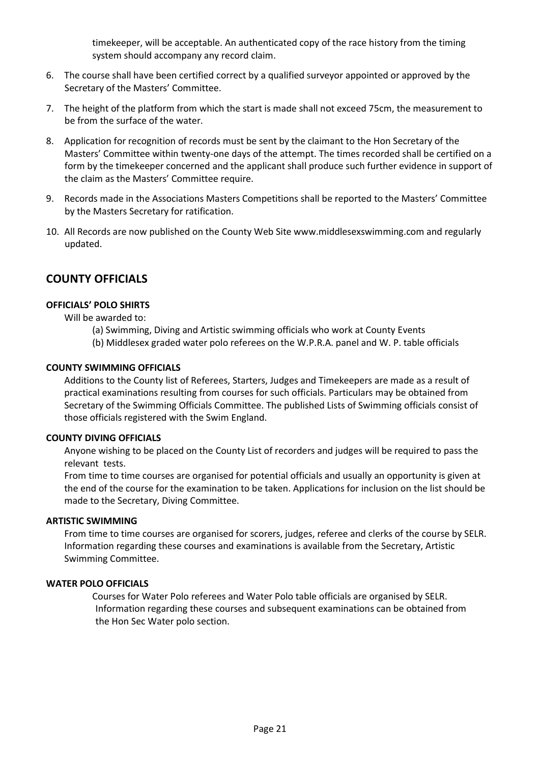timekeeper, will be acceptable. An authenticated copy of the race history from the timing system should accompany any record claim.

6. The course shall have been certified correct by a qualified surveyor appointed or approved by the Secretary of the Masters' Committee.
7. The height of the platform from which the start is made shall not exceed 75cm, the measurement to be from the surface of the water.
8. Application for recognition of records must be sent by the claimant to the Hon Secretary of the Masters' Committee within twenty-one days of the attempt. The times recorded shall be certified on a form by the timekeeper concerned and the applicant shall produce such further evidence in support of the claim as the Masters' Committee require.
9. Records made in the Associations Masters Competitions shall be reported to the Masters' Committee by the Masters Secretary for ratification.
10. All Records are now published on the County Web Site www.middlesexswimming.com and regularly updated.

## COUNTY OFFICIALS

#### OFFICIALS' POLO SHIRTS

Will be awarded to:

(a) Swimming, Diving and Artistic swimming officials who work at County Events
(b) Middlesex graded water polo referees on the W.P.R.A. panel and W. P. table officials

#### COUNTY SWIMMING OFFICIALS

Additions to the County list of Referees, Starters, Judges and Timekeepers are made as a result of practical examinations resulting from courses for such officials. Particulars may be obtained from Secretary of the Swimming Officials Committee. The published Lists of Swimming officials consist of those officials registered with the Swim England.

#### COUNTY DIVING OFFICIALS

Anyone wishing to be placed on the County List of recorders and judges will be required to pass the relevant tests.

From time to time courses are organised for potential officials and usually an opportunity is given at the end of the course for the examination to be taken. Applications for inclusion on the list should be made to the Secretary, Diving Committee.

#### ARTISTIC SWIMMING

From time to time courses are organised for scorers, judges, referee and clerks of the course by SELR. Information regarding these courses and examinations is available from the Secretary, Artistic Swimming Committee.

#### WATER POLO OFFICIALS

Courses for Water Polo referees and Water Polo table officials are organised by SELR. Information regarding these courses and subsequent examinations can be obtained from the Hon Sec Water polo section.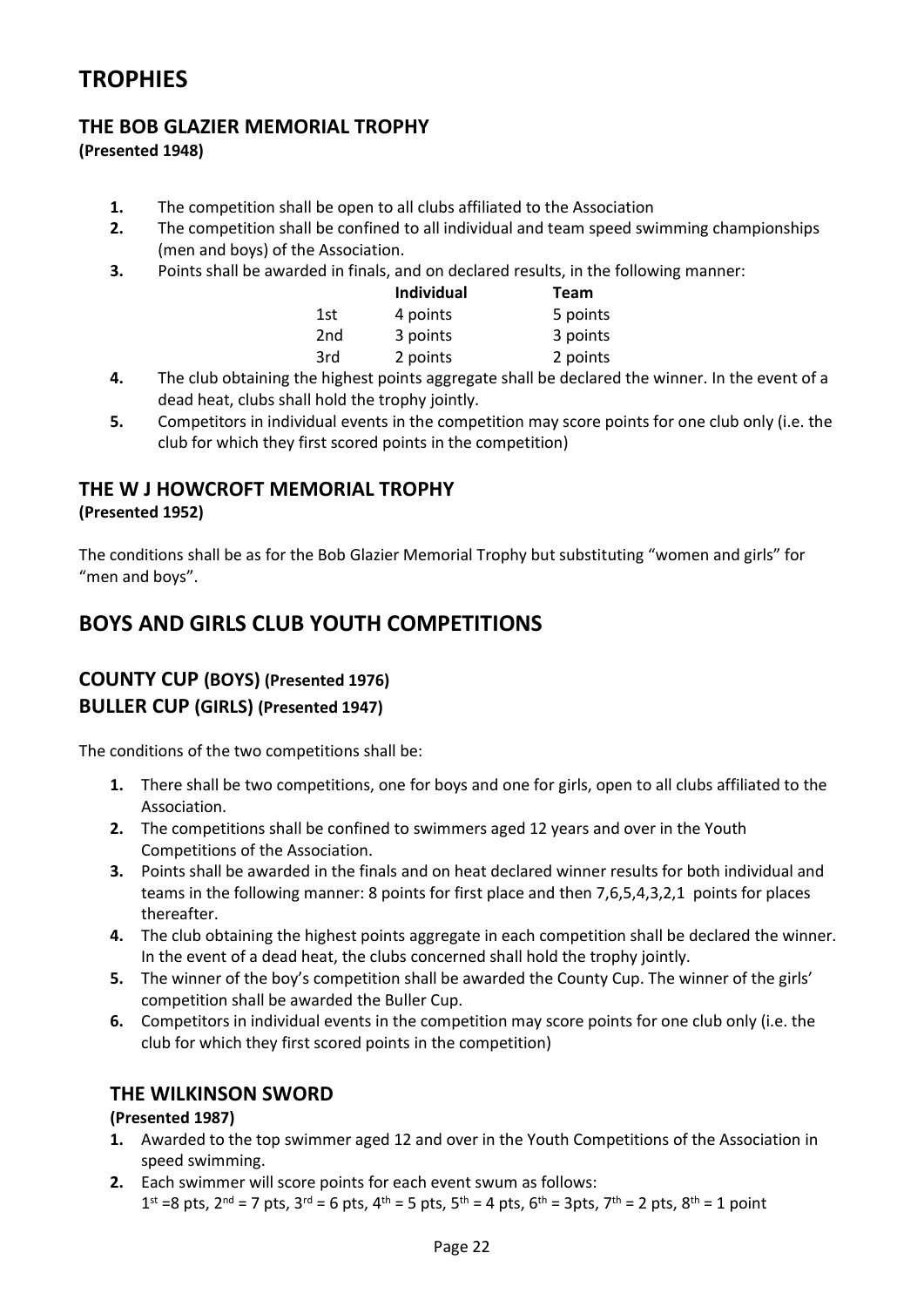# TROPHIES

## THE BOB GLAZIER MEMORIAL TROPHY

**(Presented 1948)**

1. The competition shall be open to all clubs affiliated to the Association
2. The competition shall be confined to all individual and team speed swimming championships (men and boys) of the Association.
3. Points shall be awarded in finals, and on declared results, in the following manner:

| | Individual | Team |
|---|---|---|
| 1st | 4 points | 5 points |
| 2nd | 3 points | 3 points |
| 3rd | 2 points | 2 points |

4. The club obtaining the highest points aggregate shall be declared the winner. In the event of a dead heat, clubs shall hold the trophy jointly.
5. Competitors in individual events in the competition may score points for one club only (i.e. the club for which they first scored points in the competition)

## THE W J HOWCROFT MEMORIAL TROPHY

**(Presented 1952)**

The conditions shall be as for the Bob Glazier Memorial Trophy but substituting “women and girls” for “men and boys”.

# BOYS AND GIRLS CLUB YOUTH COMPETITIONS

## COUNTY CUP (BOYS) (Presented 1976)

## BULLER CUP (GIRLS) (Presented 1947)

The conditions of the two competitions shall be:

1. There shall be two competitions, one for boys and one for girls, open to all clubs affiliated to the Association.
2. The competitions shall be confined to swimmers aged 12 years and over in the Youth Competitions of the Association.
3. Points shall be awarded in the finals and on heat declared winner results for both individual and teams in the following manner: 8 points for first place and then 7,6,5,4,3,2,1 points for places thereafter.
4. The club obtaining the highest points aggregate in each competition shall be declared the winner. In the event of a dead heat, the clubs concerned shall hold the trophy jointly.
5. The winner of the boy’s competition shall be awarded the County Cup. The winner of the girls’ competition shall be awarded the Buller Cup.
6. Competitors in individual events in the competition may score points for one club only (i.e. the club for which they first scored points in the competition)

## THE WILKINSON SWORD

**(Presented 1987)**

1. Awarded to the top swimmer aged 12 and over in the Youth Competitions of the Association in speed swimming.
2. Each swimmer will score points for each event swum as follows:
   1st =8 pts, 2nd = 7 pts, 3rd = 6 pts, 4th = 5 pts, 5th = 4 pts, 6th = 3pts, 7th = 2 pts, 8th = 1 point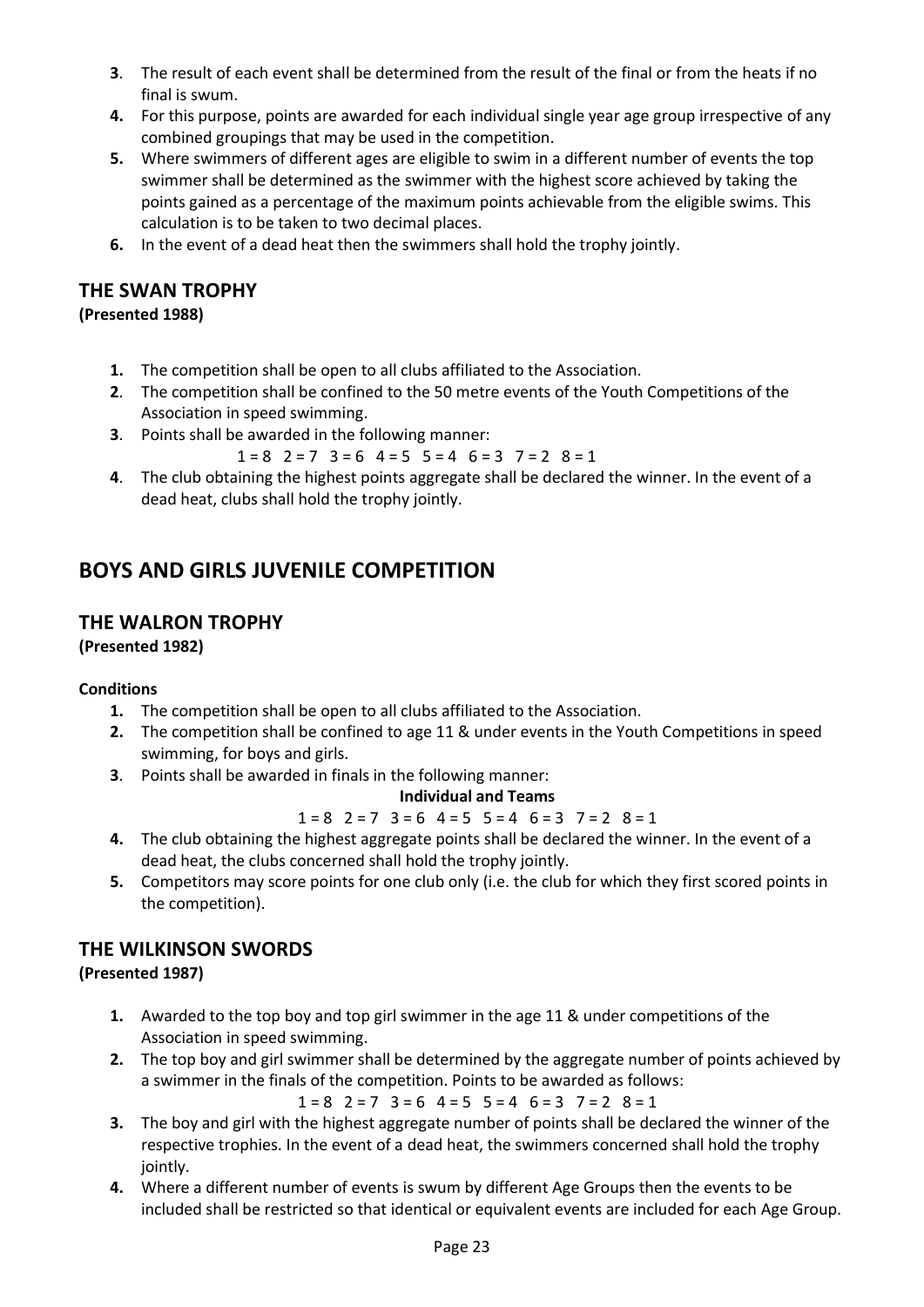3. The result of each event shall be determined from the result of the final or from the heats if no final is swum.
4. For this purpose, points are awarded for each individual single year age group irrespective of any combined groupings that may be used in the competition.
5. Where swimmers of different ages are eligible to swim in a different number of events the top swimmer shall be determined as the swimmer with the highest score achieved by taking the points gained as a percentage of the maximum points achievable from the eligible swims. This calculation is to be taken to two decimal places.
6. In the event of a dead heat then the swimmers shall hold the trophy jointly.

## THE SWAN TROPHY

**(Presented 1988)**

1. The competition shall be open to all clubs affiliated to the Association.
2. The competition shall be confined to the 50 metre events of the Youth Competitions of the Association in speed swimming.
3. Points shall be awarded in the following manner:

   1 = 8  2 = 7  3 = 6  4 = 5  5 = 4  6 = 3  7 = 2  8 = 1
4. The club obtaining the highest points aggregate shall be declared the winner. In the event of a dead heat, clubs shall hold the trophy jointly.

# BOYS AND GIRLS JUVENILE COMPETITION

## THE WALRON TROPHY

**(Presented 1982)**

**Conditions**

1. The competition shall be open to all clubs affiliated to the Association.
2. The competition shall be confined to age 11 & under events in the Youth Competitions in speed swimming, for boys and girls.
3. Points shall be awarded in finals in the following manner:

   **Individual and Teams**

   1 = 8  2 = 7  3 = 6  4 = 5  5 = 4  6 = 3  7 = 2  8 = 1
4. The club obtaining the highest aggregate points shall be declared the winner. In the event of a dead heat, the clubs concerned shall hold the trophy jointly.
5. Competitors may score points for one club only (i.e. the club for which they first scored points in the competition).

## THE WILKINSON SWORDS

**(Presented 1987)**

1. Awarded to the top boy and top girl swimmer in the age 11 & under competitions of the Association in speed swimming.
2. The top boy and girl swimmer shall be determined by the aggregate number of points achieved by a swimmer in the finals of the competition. Points to be awarded as follows:

   1 = 8  2 = 7  3 = 6  4 = 5  5 = 4  6 = 3  7 = 2  8 = 1
3. The boy and girl with the highest aggregate number of points shall be declared the winner of the respective trophies. In the event of a dead heat, the swimmers concerned shall hold the trophy jointly.
4. Where a different number of events is swum by different Age Groups then the events to be included shall be restricted so that identical or equivalent events are included for each Age Group.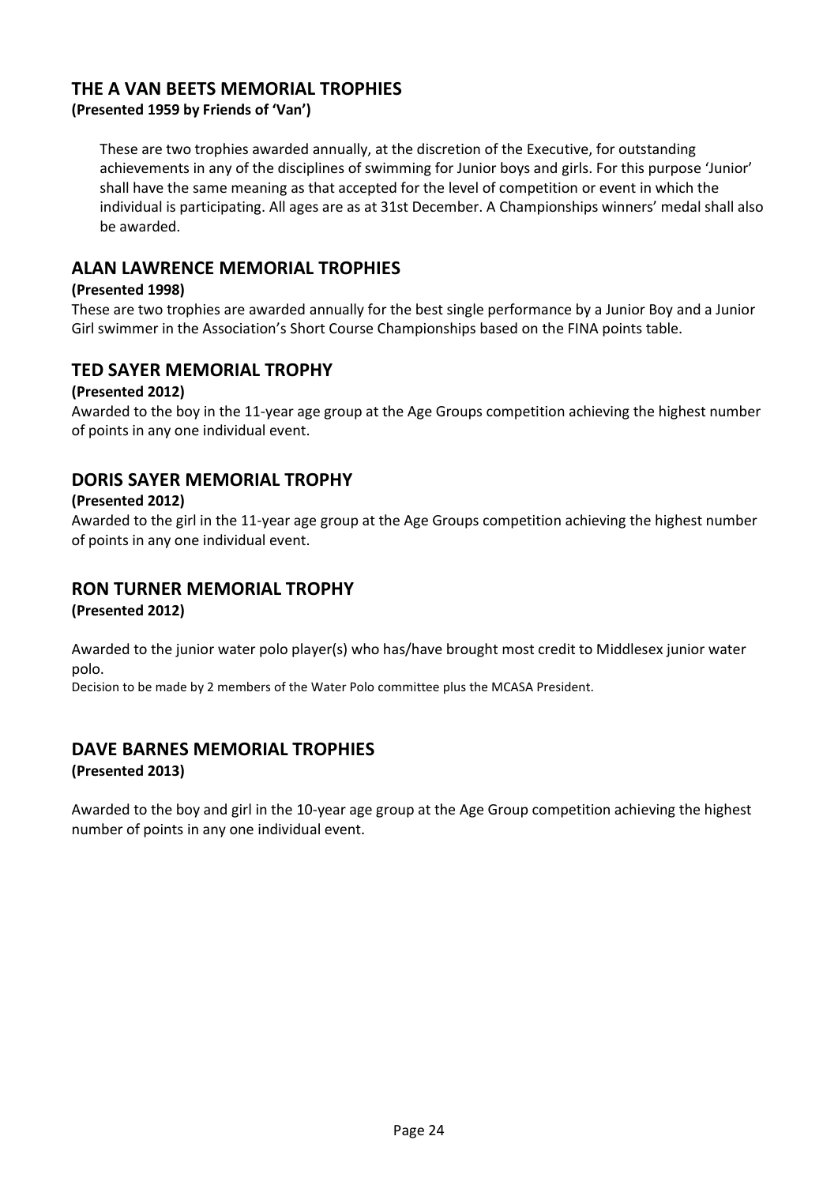## THE A VAN BEETS MEMORIAL TROPHIES

**(Presented 1959 by Friends of 'Van')**

These are two trophies awarded annually, at the discretion of the Executive, for outstanding achievements in any of the disciplines of swimming for Junior boys and girls. For this purpose 'Junior' shall have the same meaning as that accepted for the level of competition or event in which the individual is participating. All ages are as at 31st December. A Championships winners' medal shall also be awarded.

## ALAN LAWRENCE MEMORIAL TROPHIES

**(Presented 1998)**

These are two trophies are awarded annually for the best single performance by a Junior Boy and a Junior Girl swimmer in the Association's Short Course Championships based on the FINA points table.

## TED SAYER MEMORIAL TROPHY

**(Presented 2012)**

Awarded to the boy in the 11-year age group at the Age Groups competition achieving the highest number of points in any one individual event.

## DORIS SAYER MEMORIAL TROPHY

**(Presented 2012)**

Awarded to the girl in the 11-year age group at the Age Groups competition achieving the highest number of points in any one individual event.

## RON TURNER MEMORIAL TROPHY

**(Presented 2012)**

Awarded to the junior water polo player(s) who has/have brought most credit to Middlesex junior water polo.

Decision to be made by 2 members of the Water Polo committee plus the MCASA President.

## DAVE BARNES MEMORIAL TROPHIES

**(Presented 2013)**

Awarded to the boy and girl in the 10-year age group at the Age Group competition achieving the highest number of points in any one individual event.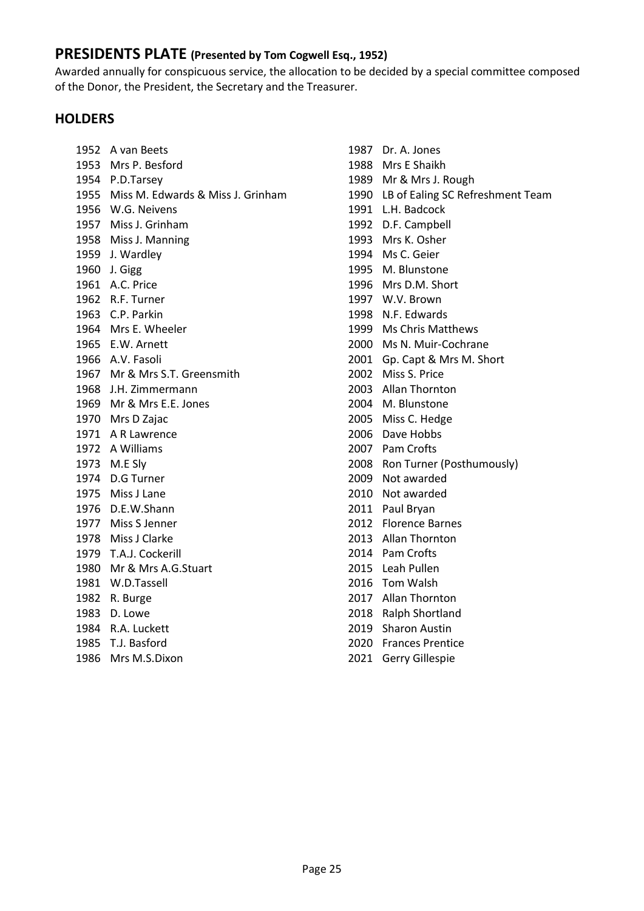## PRESIDENTS PLATE (Presented by Tom Cogwell Esq., 1952)

Awarded annually for conspicuous service, the allocation to be decided by a special committee composed of the Donor, the President, the Secretary and the Treasurer.

### HOLDERS

1952 A van Beets
1953 Mrs P. Besford
1954 P.D.Tarsey
1955 Miss M. Edwards & Miss J. Grinham
1956 W.G. Neivens
1957 Miss J. Grinham
1958 Miss J. Manning
1959 J. Wardley
1960 J. Gigg
1961 A.C. Price
1962 R.F. Turner
1963 C.P. Parkin
1964 Mrs E. Wheeler
1965 E.W. Arnett
1966 A.V. Fasoli
1967 Mr & Mrs S.T. Greensmith
1968 J.H. Zimmermann
1969 Mr & Mrs E.E. Jones
1970 Mrs D Zajac
1971 A R Lawrence
1972 A Williams
1973 M.E Sly
1974 D.G Turner
1975 Miss J Lane
1976 D.E.W.Shann
1977 Miss S Jenner
1978 Miss J Clarke
1979 T.A.J. Cockerill
1980 Mr & Mrs A.G.Stuart
1981 W.D.Tassell
1982 R. Burge
1983 D. Lowe
1984 R.A. Luckett
1985 T.J. Basford
1986 Mrs M.S.Dixon
1987 Dr. A. Jones
1988 Mrs E Shaikh
1989 Mr & Mrs J. Rough
1990 LB of Ealing SC Refreshment Team
1991 L.H. Badcock
1992 D.F. Campbell
1993 Mrs K. Osher
1994 Ms C. Geier
1995 M. Blunstone
1996 Mrs D.M. Short
1997 W.V. Brown
1998 N.F. Edwards
1999 Ms Chris Matthews
2000 Ms N. Muir-Cochrane
2001 Gp. Capt & Mrs M. Short
2002 Miss S. Price
2003 Allan Thornton
2004 M. Blunstone
2005 Miss C. Hedge
2006 Dave Hobbs
2007 Pam Crofts
2008 Ron Turner (Posthumously)
2009 Not awarded
2010 Not awarded
2011 Paul Bryan
2012 Florence Barnes
2013 Allan Thornton
2014 Pam Crofts
2015 Leah Pullen
2016 Tom Walsh
2017 Allan Thornton
2018 Ralph Shortland
2019 Sharon Austin
2020 Frances Prentice
2021 Gerry Gillespie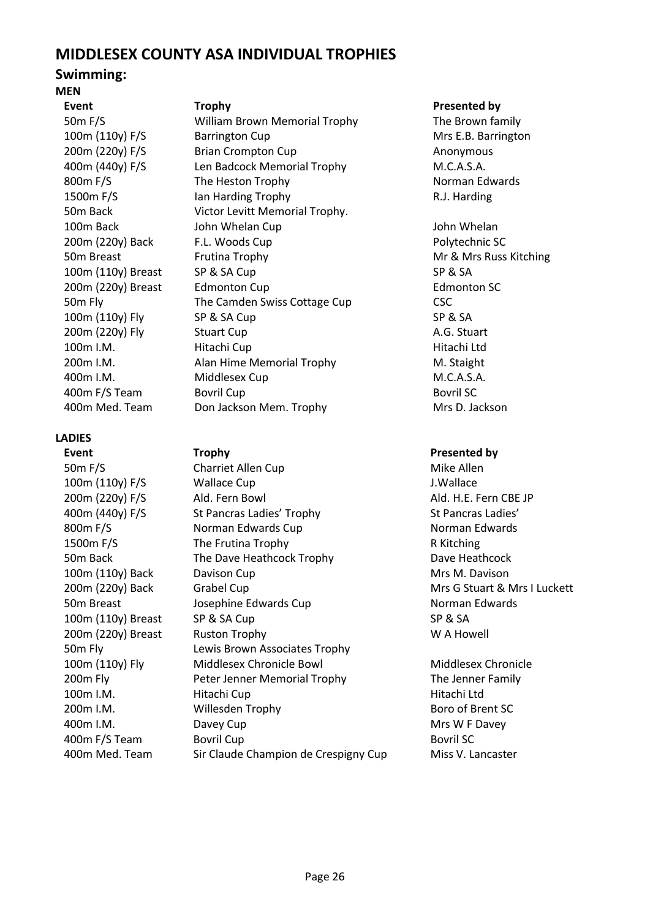# MIDDLESEX COUNTY ASA INDIVIDUAL TROPHIES

## Swimming:

### MEN

| Event | Trophy | Presented by |
|---|---|---|
| 50m F/S | William Brown Memorial Trophy | The Brown family |
| 100m (110y) F/S | Barrington Cup | Mrs E.B. Barrington |
| 200m (220y) F/S | Brian Crompton Cup | Anonymous |
| 400m (440y) F/S | Len Badcock Memorial Trophy | M.C.A.S.A. |
| 800m F/S | The Heston Trophy | Norman Edwards |
| 1500m F/S | Ian Harding Trophy | R.J. Harding |
| 50m Back | Victor Levitt Memorial Trophy. | |
| 100m Back | John Whelan Cup | John Whelan |
| 200m (220y) Back | F.L. Woods Cup | Polytechnic SC |
| 50m Breast | Frutina Trophy | Mr & Mrs Russ Kitching |
| 100m (110y) Breast | SP & SA Cup | SP & SA |
| 200m (220y) Breast | Edmonton Cup | Edmonton SC |
| 50m Fly | The Camden Swiss Cottage Cup | CSC |
| 100m (110y) Fly | SP & SA Cup | SP & SA |
| 200m (220y) Fly | Stuart Cup | A.G. Stuart |
| 100m I.M. | Hitachi Cup | Hitachi Ltd |
| 200m I.M. | Alan Hime Memorial Trophy | M. Staight |
| 400m I.M. | Middlesex Cup | M.C.A.S.A. |
| 400m F/S Team | Bovril Cup | Bovril SC |
| 400m Med. Team | Don Jackson Mem. Trophy | Mrs D. Jackson |

### LADIES

| Event | Trophy | Presented by |
|---|---|---|
| 50m F/S | Charriet Allen Cup | Mike Allen |
| 100m (110y) F/S | Wallace Cup | J.Wallace |
| 200m (220y) F/S | Ald. Fern Bowl | Ald. H.E. Fern CBE JP |
| 400m (440y) F/S | St Pancras Ladies' Trophy | St Pancras Ladies' |
| 800m F/S | Norman Edwards Cup | Norman Edwards |
| 1500m F/S | The Frutina Trophy | R Kitching |
| 50m Back | The Dave Heathcock Trophy | Dave Heathcock |
| 100m (110y) Back | Davison Cup | Mrs M. Davison |
| 200m (220y) Back | Grabel Cup | Mrs G Stuart & Mrs I Luckett |
| 50m Breast | Josephine Edwards Cup | Norman Edwards |
| 100m (110y) Breast | SP & SA Cup | SP & SA |
| 200m (220y) Breast | Ruston Trophy | W A Howell |
| 50m Fly | Lewis Brown Associates Trophy | |
| 100m (110y) Fly | Middlesex Chronicle Bowl | Middlesex Chronicle |
| 200m Fly | Peter Jenner Memorial Trophy | The Jenner Family |
| 100m I.M. | Hitachi Cup | Hitachi Ltd |
| 200m I.M. | Willesden Trophy | Boro of Brent SC |
| 400m I.M. | Davey Cup | Mrs W F Davey |
| 400m F/S Team | Bovril Cup | Bovril SC |
| 400m Med. Team | Sir Claude Champion de Crespigny Cup | Miss V. Lancaster |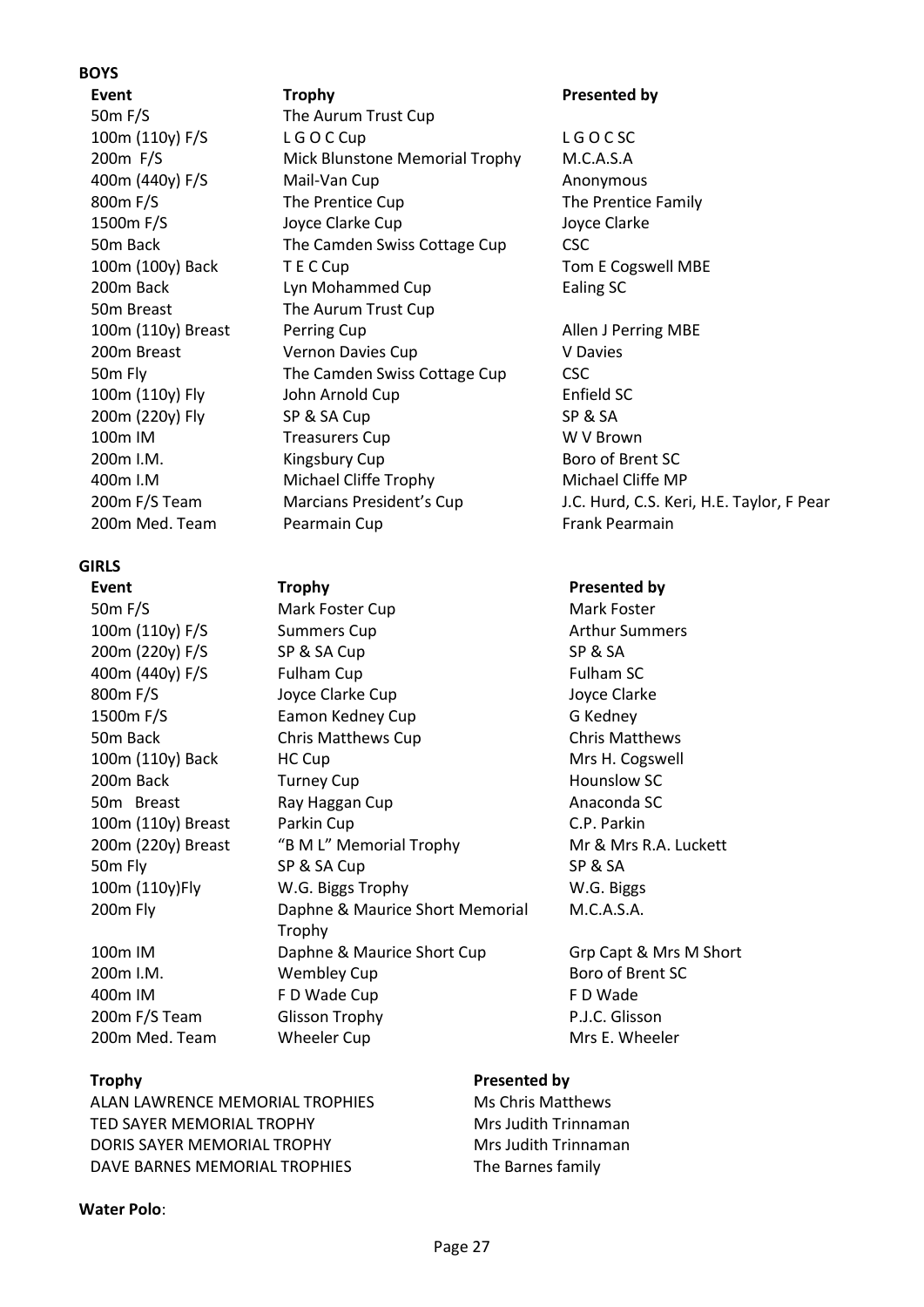**BOYS**

| Event | Trophy | Presented by |
|---|---|---|
| 50m F/S | The Aurum Trust Cup | |
| 100m (110y) F/S | L G O C Cup | L G O C SC |
| 200m F/S | Mick Blunstone Memorial Trophy | M.C.A.S.A |
| 400m (440y) F/S | Mail-Van Cup | Anonymous |
| 800m F/S | The Prentice Cup | The Prentice Family |
| 1500m F/S | Joyce Clarke Cup | Joyce Clarke |
| 50m Back | The Camden Swiss Cottage Cup | CSC |
| 100m (100y) Back | T E C Cup | Tom E Cogswell MBE |
| 200m Back | Lyn Mohammed Cup | Ealing SC |
| 50m Breast | The Aurum Trust Cup | |
| 100m (110y) Breast | Perring Cup | Allen J Perring MBE |
| 200m Breast | Vernon Davies Cup | V Davies |
| 50m Fly | The Camden Swiss Cottage Cup | CSC |
| 100m (110y) Fly | John Arnold Cup | Enfield SC |
| 200m (220y) Fly | SP & SA Cup | SP & SA |
| 100m IM | Treasurers Cup | W V Brown |
| 200m I.M. | Kingsbury Cup | Boro of Brent SC |
| 400m I.M | Michael Cliffe Trophy | Michael Cliffe MP |
| 200m F/S Team | Marcians President's Cup | J.C. Hurd, C.S. Keri, H.E. Taylor, F Pear |
| 200m Med. Team | Pearmain Cup | Frank Pearmain |

**GIRLS**

| Event | Trophy | Presented by |
|---|---|---|
| 50m F/S | Mark Foster Cup | Mark Foster |
| 100m (110y) F/S | Summers Cup | Arthur Summers |
| 200m (220y) F/S | SP & SA Cup | SP & SA |
| 400m (440y) F/S | Fulham Cup | Fulham SC |
| 800m F/S | Joyce Clarke Cup | Joyce Clarke |
| 1500m F/S | Eamon Kedney Cup | G Kedney |
| 50m Back | Chris Matthews Cup | Chris Matthews |
| 100m (110y) Back | HC Cup | Mrs H. Cogswell |
| 200m Back | Turney Cup | Hounslow SC |
| 50m Breast | Ray Haggan Cup | Anaconda SC |
| 100m (110y) Breast | Parkin Cup | C.P. Parkin |
| 200m (220y) Breast | "B M L" Memorial Trophy | Mr & Mrs R.A. Luckett |
| 50m Fly | SP & SA Cup | SP & SA |
| 100m (110y)Fly | W.G. Biggs Trophy | W.G. Biggs |
| 200m Fly | Daphne & Maurice Short Memorial Trophy | M.C.A.S.A. |
| 100m IM | Daphne & Maurice Short Cup | Grp Capt & Mrs M Short |
| 200m I.M. | Wembley Cup | Boro of Brent SC |
| 400m IM | F D Wade Cup | F D Wade |
| 200m F/S Team | Glisson Trophy | P.J.C. Glisson |
| 200m Med. Team | Wheeler Cup | Mrs E. Wheeler |

| Trophy | Presented by |
|---|---|
| ALAN LAWRENCE MEMORIAL TROPHIES | Ms Chris Matthews |
| TED SAYER MEMORIAL TROPHY | Mrs Judith Trinnaman |
| DORIS SAYER MEMORIAL TROPHY | Mrs Judith Trinnaman |
| DAVE BARNES MEMORIAL TROPHIES | The Barnes family |

**Water Polo**: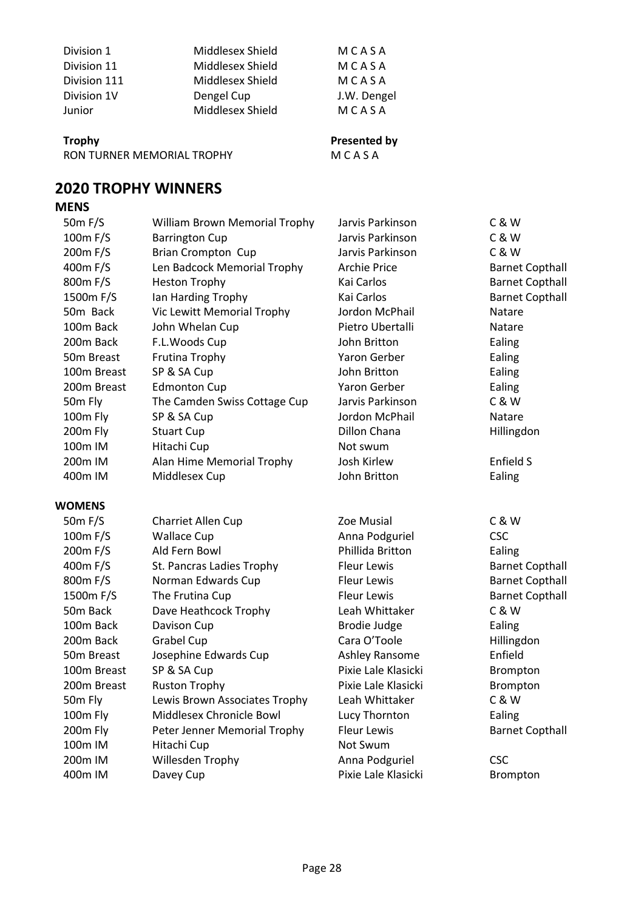| | | |
|---|---|---|
| Division 1 | Middlesex Shield | M C A S A |
| Division 11 | Middlesex Shield | M C A S A |
| Division 111 | Middlesex Shield | M C A S A |
| Division 1V | Dengel Cup | J.W. Dengel |
| Junior | Middlesex Shield | M C A S A |

| Trophy | Presented by |
|---|---|
| RON TURNER MEMORIAL TROPHY | M C A S A |

## 2020 TROPHY WINNERS

### MENS

| | | | |
|---|---|---|---|
| 50m F/S | William Brown Memorial Trophy | Jarvis Parkinson | C & W |
| 100m F/S | Barrington Cup | Jarvis Parkinson | C & W |
| 200m F/S | Brian Crompton Cup | Jarvis Parkinson | C & W |
| 400m F/S | Len Badcock Memorial Trophy | Archie Price | Barnet Copthall |
| 800m F/S | Heston Trophy | Kai Carlos | Barnet Copthall |
| 1500m F/S | Ian Harding Trophy | Kai Carlos | Barnet Copthall |
| 50m Back | Vic Lewitt Memorial Trophy | Jordon McPhail | Natare |
| 100m Back | John Whelan Cup | Pietro Ubertalli | Natare |
| 200m Back | F.L.Woods Cup | John Britton | Ealing |
| 50m Breast | Frutina Trophy | Yaron Gerber | Ealing |
| 100m Breast | SP & SA Cup | John Britton | Ealing |
| 200m Breast | Edmonton Cup | Yaron Gerber | Ealing |
| 50m Fly | The Camden Swiss Cottage Cup | Jarvis Parkinson | C & W |
| 100m Fly | SP & SA Cup | Jordon McPhail | Natare |
| 200m Fly | Stuart Cup | Dillon Chana | Hillingdon |
| 100m IM | Hitachi Cup | Not swum | |
| 200m IM | Alan Hime Memorial Trophy | Josh Kirlew | Enfield S |
| 400m IM | Middlesex Cup | John Britton | Ealing |

### WOMENS

| | | | |
|---|---|---|---|
| 50m F/S | Charriet Allen Cup | Zoe Musial | C & W |
| 100m F/S | Wallace Cup | Anna Podguriel | CSC |
| 200m F/S | Ald Fern Bowl | Phillida Britton | Ealing |
| 400m F/S | St. Pancras Ladies Trophy | Fleur Lewis | Barnet Copthall |
| 800m F/S | Norman Edwards Cup | Fleur Lewis | Barnet Copthall |
| 1500m F/S | The Frutina Cup | Fleur Lewis | Barnet Copthall |
| 50m Back | Dave Heathcock Trophy | Leah Whittaker | C & W |
| 100m Back | Davison Cup | Brodie Judge | Ealing |
| 200m Back | Grabel Cup | Cara O'Toole | Hillingdon |
| 50m Breast | Josephine Edwards Cup | Ashley Ransome | Enfield |
| 100m Breast | SP & SA Cup | Pixie Lale Klasicki | Brompton |
| 200m Breast | Ruston Trophy | Pixie Lale Klasicki | Brompton |
| 50m Fly | Lewis Brown Associates Trophy | Leah Whittaker | C & W |
| 100m Fly | Middlesex Chronicle Bowl | Lucy Thornton | Ealing |
| 200m Fly | Peter Jenner Memorial Trophy | Fleur Lewis | Barnet Copthall |
| 100m IM | Hitachi Cup | Not Swum | |
| 200m IM | Willesden Trophy | Anna Podguriel | CSC |
| 400m IM | Davey Cup | Pixie Lale Klasicki | Brompton |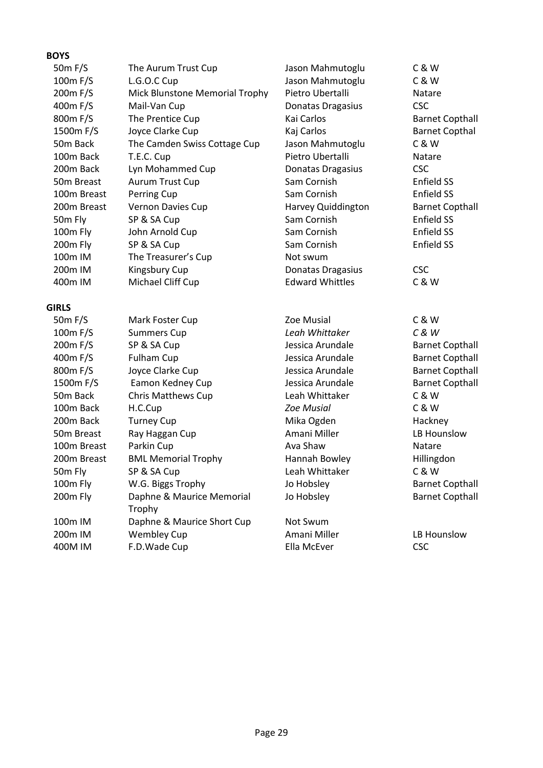**BOYS**

| | | | |
|---|---|---|---|
| 50m F/S | The Aurum Trust Cup | Jason Mahmutoglu | C & W |
| 100m F/S | L.G.O.C Cup | Jason Mahmutoglu | C & W |
| 200m F/S | Mick Blunstone Memorial Trophy | Pietro Ubertalli | Natare |
| 400m F/S | Mail-Van Cup | Donatas Dragasius | CSC |
| 800m F/S | The Prentice Cup | Kai Carlos | Barnet Copthall |
| 1500m F/S | Joyce Clarke Cup | Kaj Carlos | Barnet Copthal |
| 50m Back | The Camden Swiss Cottage Cup | Jason Mahmutoglu | C & W |
| 100m Back | T.E.C. Cup | Pietro Ubertalli | Natare |
| 200m Back | Lyn Mohammed Cup | Donatas Dragasius | CSC |
| 50m Breast | Aurum Trust Cup | Sam Cornish | Enfield SS |
| 100m Breast | Perring Cup | Sam Cornish | Enfield SS |
| 200m Breast | Vernon Davies Cup | Harvey Quiddington | Barnet Copthall |
| 50m Fly | SP & SA Cup | Sam Cornish | Enfield SS |
| 100m Fly | John Arnold Cup | Sam Cornish | Enfield SS |
| 200m Fly | SP & SA Cup | Sam Cornish | Enfield SS |
| 100m IM | The Treasurer's Cup | Not swum | |
| 200m IM | Kingsbury Cup | Donatas Dragasius | CSC |
| 400m IM | Michael Cliff Cup | Edward Whittles | C & W |

**GIRLS**

| | | | |
|---|---|---|---|
| 50m F/S | Mark Foster Cup | Zoe Musial | C & W |
| 100m F/S | Summers Cup | *Leah Whittaker* | *C & W* |
| 200m F/S | SP & SA Cup | Jessica Arundale | Barnet Copthall |
| 400m F/S | Fulham Cup | Jessica Arundale | Barnet Copthall |
| 800m F/S | Joyce Clarke Cup | Jessica Arundale | Barnet Copthall |
| 1500m F/S | Eamon Kedney Cup | Jessica Arundale | Barnet Copthall |
| 50m Back | Chris Matthews Cup | Leah Whittaker | C & W |
| 100m Back | H.C.Cup | *Zoe Musial* | C & W |
| 200m Back | Turney Cup | Mika Ogden | Hackney |
| 50m Breast | Ray Haggan Cup | Amani Miller | LB Hounslow |
| 100m Breast | Parkin Cup | Ava Shaw | Natare |
| 200m Breast | BML Memorial Trophy | Hannah Bowley | Hillingdon |
| 50m Fly | SP & SA Cup | Leah Whittaker | C & W |
| 100m Fly | W.G. Biggs Trophy | Jo Hobsley | Barnet Copthall |
| 200m Fly | Daphne & Maurice Memorial Trophy | Jo Hobsley | Barnet Copthall |
| 100m IM | Daphne & Maurice Short Cup | Not Swum | |
| 200m IM | Wembley Cup | Amani Miller | LB Hounslow |
| 400M IM | F.D.Wade Cup | Ella McEver | CSC |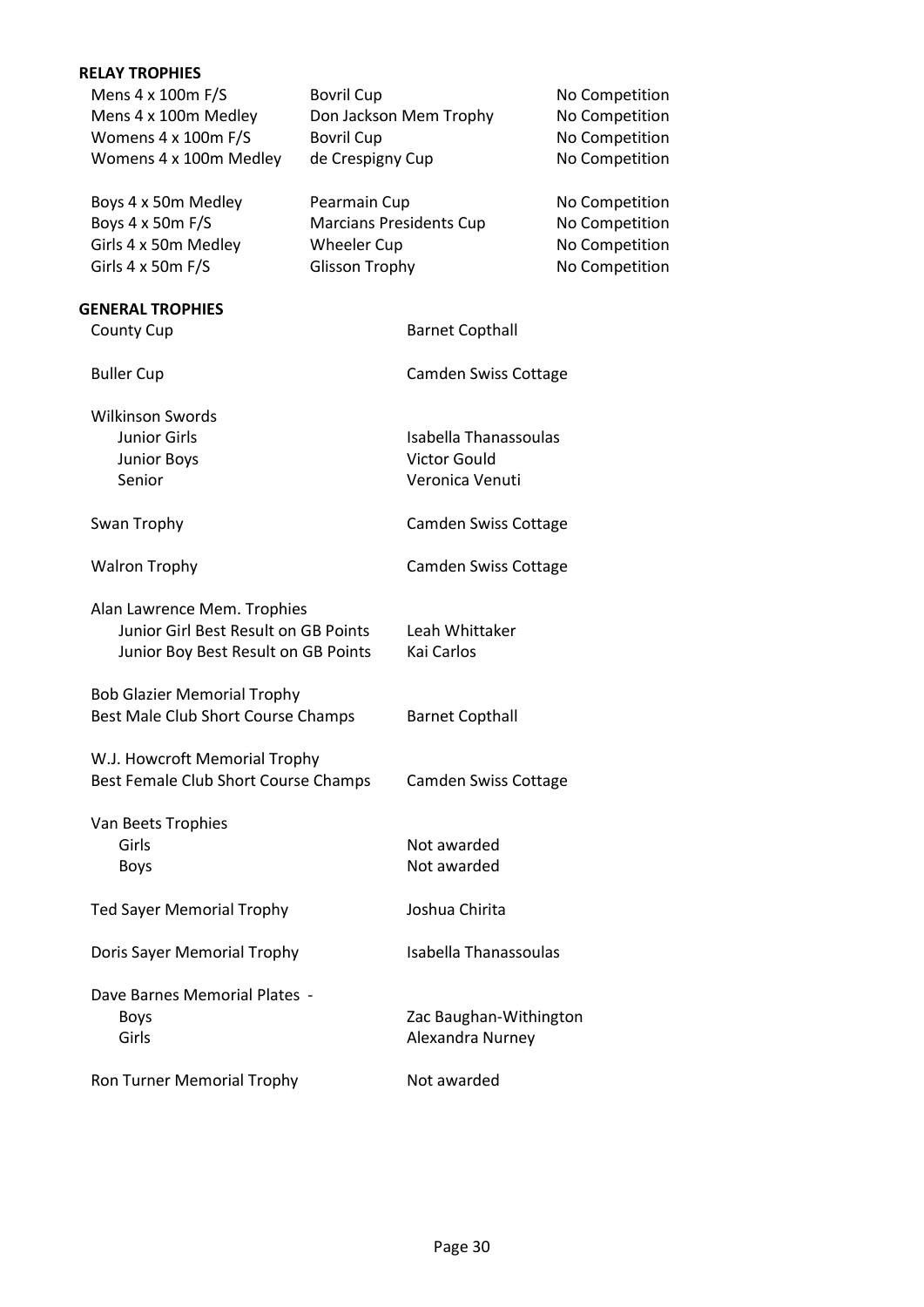## RELAY TROPHIES

| Event | Trophy | Result |
|---|---|---|
| Mens 4 x 100m F/S | Bovril Cup | No Competition |
| Mens 4 x 100m Medley | Don Jackson Mem Trophy | No Competition |
| Womens 4 x 100m F/S | Bovril Cup | No Competition |
| Womens 4 x 100m Medley | de Crespigny Cup | No Competition |
| Boys 4 x 50m Medley | Pearmain Cup | No Competition |
| Boys 4 x 50m F/S | Marcians Presidents Cup | No Competition |
| Girls 4 x 50m Medley | Wheeler Cup | No Competition |
| Girls 4 x 50m F/S | Glisson Trophy | No Competition |

## GENERAL TROPHIES

| Trophy | Winner |
|---|---|
| County Cup | Barnet Copthall |
| Buller Cup | Camden Swiss Cottage |
| Wilkinson Swords | |
| Junior Girls | Isabella Thanassoulas |
| Junior Boys | Victor Gould |
| Senior | Veronica Venuti |
| Swan Trophy | Camden Swiss Cottage |
| Walron Trophy | Camden Swiss Cottage |
| Alan Lawrence Mem. Trophies | |
| Junior Girl Best Result on GB Points | Leah Whittaker |
| Junior Boy Best Result on GB Points | Kai Carlos |
| Bob Glazier Memorial Trophy<br>Best Male Club Short Course Champs | Barnet Copthall |
| W.J. Howcroft Memorial Trophy<br>Best Female Club Short Course Champs | Camden Swiss Cottage |
| Van Beets Trophies | |
| Girls | Not awarded |
| Boys | Not awarded |
| Ted Sayer Memorial Trophy | Joshua Chirita |
| Doris Sayer Memorial Trophy | Isabella Thanassoulas |
| Dave Barnes Memorial Plates - | |
| Boys | Zac Baughan-Withington |
| Girls | Alexandra Nurney |
| Ron Turner Memorial Trophy | Not awarded |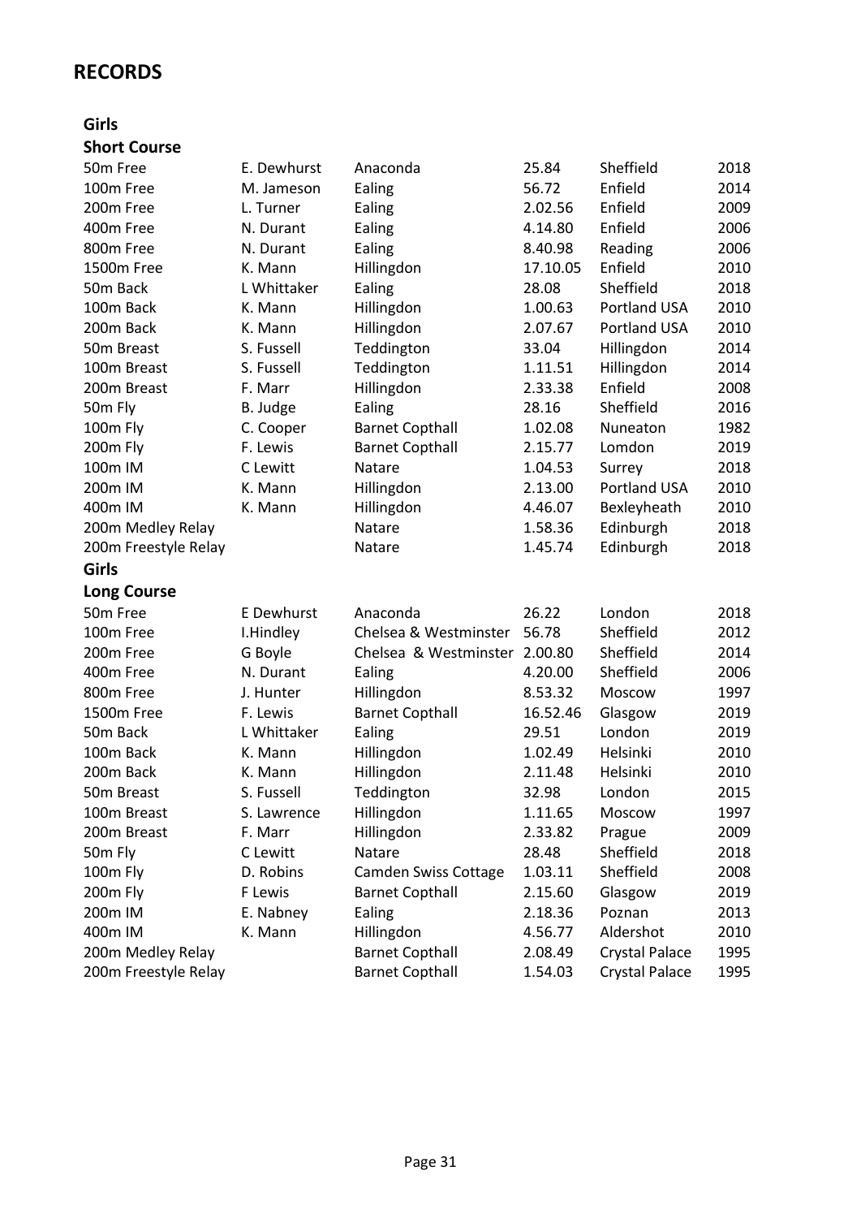# RECORDS

## Girls

### Short Course

| Event | Name | Club | Time | Venue | Year |
|---|---|---|---|---|---|
| 50m Free | E. Dewhurst | Anaconda | 25.84 | Sheffield | 2018 |
| 100m Free | M. Jameson | Ealing | 56.72 | Enfield | 2014 |
| 200m Free | L. Turner | Ealing | 2.02.56 | Enfield | 2009 |
| 400m Free | N. Durant | Ealing | 4.14.80 | Enfield | 2006 |
| 800m Free | N. Durant | Ealing | 8.40.98 | Reading | 2006 |
| 1500m Free | K. Mann | Hillingdon | 17.10.05 | Enfield | 2010 |
| 50m Back | L Whittaker | Ealing | 28.08 | Sheffield | 2018 |
| 100m Back | K. Mann | Hillingdon | 1.00.63 | Portland USA | 2010 |
| 200m Back | K. Mann | Hillingdon | 2.07.67 | Portland USA | 2010 |
| 50m Breast | S. Fussell | Teddington | 33.04 | Hillingdon | 2014 |
| 100m Breast | S. Fussell | Teddington | 1.11.51 | Hillingdon | 2014 |
| 200m Breast | F. Marr | Hillingdon | 2.33.38 | Enfield | 2008 |
| 50m Fly | B. Judge | Ealing | 28.16 | Sheffield | 2016 |
| 100m Fly | C. Cooper | Barnet Copthall | 1.02.08 | Nuneaton | 1982 |
| 200m Fly | F. Lewis | Barnet Copthall | 2.15.77 | Lomdon | 2019 |
| 100m IM | C Lewitt | Natare | 1.04.53 | Surrey | 2018 |
| 200m IM | K. Mann | Hillingdon | 2.13.00 | Portland USA | 2010 |
| 400m IM | K. Mann | Hillingdon | 4.46.07 | Bexleyheath | 2010 |
| 200m Medley Relay | | Natare | 1.58.36 | Edinburgh | 2018 |
| 200m Freestyle Relay | | Natare | 1.45.74 | Edinburgh | 2018 |

## Girls

### Long Course

| Event | Name | Club | Time | Venue | Year |
|---|---|---|---|---|---|
| 50m Free | E Dewhurst | Anaconda | 26.22 | London | 2018 |
| 100m Free | I.Hindley | Chelsea & Westminster | 56.78 | Sheffield | 2012 |
| 200m Free | G Boyle | Chelsea & Westminster | 2.00.80 | Sheffield | 2014 |
| 400m Free | N. Durant | Ealing | 4.20.00 | Sheffield | 2006 |
| 800m Free | J. Hunter | Hillingdon | 8.53.32 | Moscow | 1997 |
| 1500m Free | F. Lewis | Barnet Copthall | 16.52.46 | Glasgow | 2019 |
| 50m Back | L Whittaker | Ealing | 29.51 | London | 2019 |
| 100m Back | K. Mann | Hillingdon | 1.02.49 | Helsinki | 2010 |
| 200m Back | K. Mann | Hillingdon | 2.11.48 | Helsinki | 2010 |
| 50m Breast | S. Fussell | Teddington | 32.98 | London | 2015 |
| 100m Breast | S. Lawrence | Hillingdon | 1.11.65 | Moscow | 1997 |
| 200m Breast | F. Marr | Hillingdon | 2.33.82 | Prague | 2009 |
| 50m Fly | C Lewitt | Natare | 28.48 | Sheffield | 2018 |
| 100m Fly | D. Robins | Camden Swiss Cottage | 1.03.11 | Sheffield | 2008 |
| 200m Fly | F Lewis | Barnet Copthall | 2.15.60 | Glasgow | 2019 |
| 200m IM | E. Nabney | Ealing | 2.18.36 | Poznan | 2013 |
| 400m IM | K. Mann | Hillingdon | 4.56.77 | Aldershot | 2010 |
| 200m Medley Relay | | Barnet Copthall | 2.08.49 | Crystal Palace | 1995 |
| 200m Freestyle Relay | | Barnet Copthall | 1.54.03 | Crystal Palace | 1995 |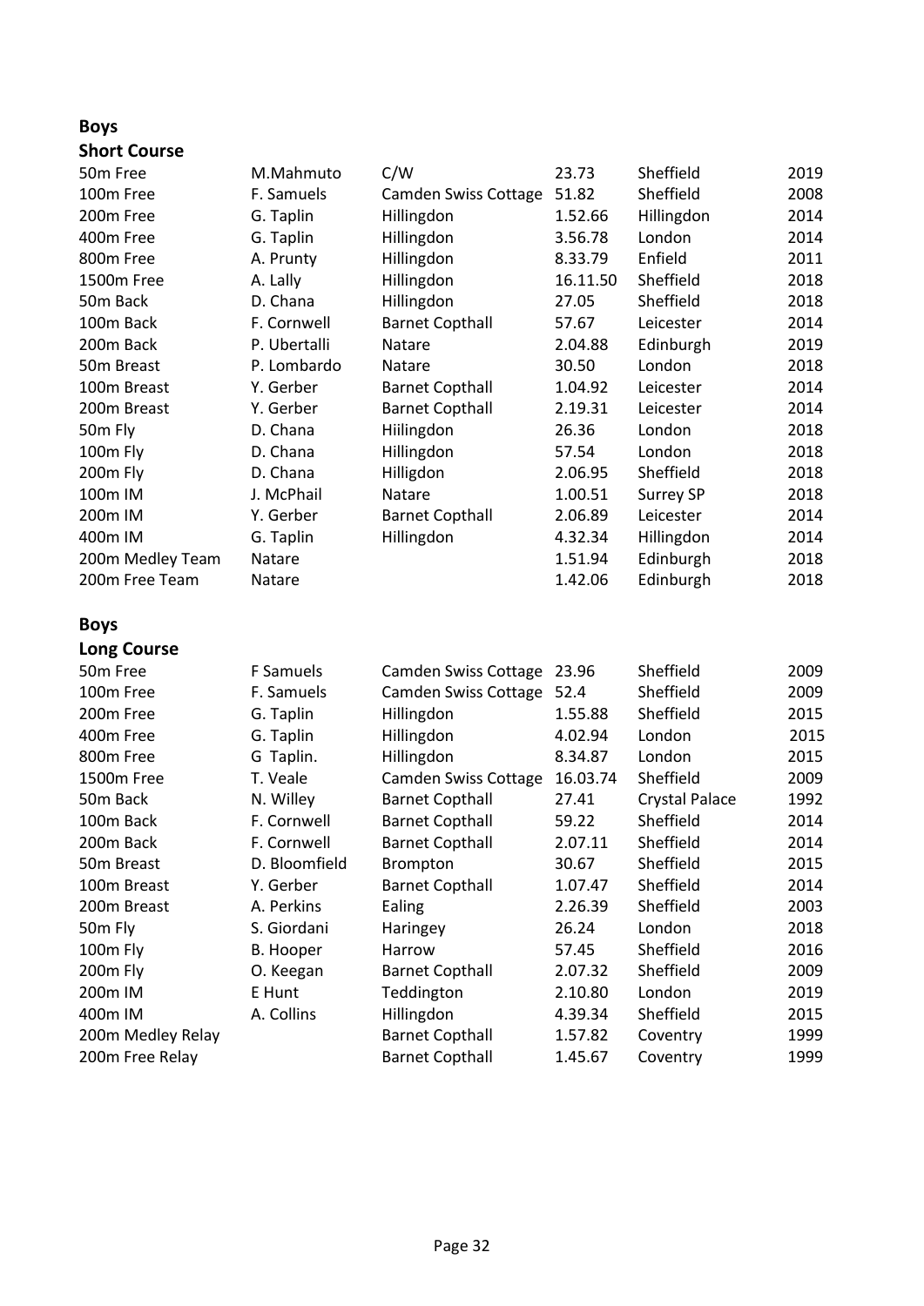## Boys

### Short Course

| | | | | | |
|---|---|---|---|---|---|
| 50m Free | M.Mahmuto | C/W | 23.73 | Sheffield | 2019 |
| 100m Free | F. Samuels | Camden Swiss Cottage | 51.82 | Sheffield | 2008 |
| 200m Free | G. Taplin | Hillingdon | 1.52.66 | Hillingdon | 2014 |
| 400m Free | G. Taplin | Hillingdon | 3.56.78 | London | 2014 |
| 800m Free | A. Prunty | Hillingdon | 8.33.79 | Enfield | 2011 |
| 1500m Free | A. Lally | Hillingdon | 16.11.50 | Sheffield | 2018 |
| 50m Back | D. Chana | Hillingdon | 27.05 | Sheffield | 2018 |
| 100m Back | F. Cornwell | Barnet Copthall | 57.67 | Leicester | 2014 |
| 200m Back | P. Ubertalli | Natare | 2.04.88 | Edinburgh | 2019 |
| 50m Breast | P. Lombardo | Natare | 30.50 | London | 2018 |
| 100m Breast | Y. Gerber | Barnet Copthall | 1.04.92 | Leicester | 2014 |
| 200m Breast | Y. Gerber | Barnet Copthall | 2.19.31 | Leicester | 2014 |
| 50m Fly | D. Chana | Hiilingdon | 26.36 | London | 2018 |
| 100m Fly | D. Chana | Hillingdon | 57.54 | London | 2018 |
| 200m Fly | D. Chana | Hilligdon | 2.06.95 | Sheffield | 2018 |
| 100m IM | J. McPhail | Natare | 1.00.51 | Surrey SP | 2018 |
| 200m IM | Y. Gerber | Barnet Copthall | 2.06.89 | Leicester | 2014 |
| 400m IM | G. Taplin | Hillingdon | 4.32.34 | Hillingdon | 2014 |
| 200m Medley Team | Natare | | 1.51.94 | Edinburgh | 2018 |
| 200m Free Team | Natare | | 1.42.06 | Edinburgh | 2018 |

## Boys

### Long Course

| | | | | | |
|---|---|---|---|---|---|
| 50m Free | F Samuels | Camden Swiss Cottage | 23.96 | Sheffield | 2009 |
| 100m Free | F. Samuels | Camden Swiss Cottage | 52.4 | Sheffield | 2009 |
| 200m Free | G. Taplin | Hillingdon | 1.55.88 | Sheffield | 2015 |
| 400m Free | G. Taplin | Hillingdon | 4.02.94 | London | 2015 |
| 800m Free | G Taplin. | Hillingdon | 8.34.87 | London | 2015 |
| 1500m Free | T. Veale | Camden Swiss Cottage | 16.03.74 | Sheffield | 2009 |
| 50m Back | N. Willey | Barnet Copthall | 27.41 | Crystal Palace | 1992 |
| 100m Back | F. Cornwell | Barnet Copthall | 59.22 | Sheffield | 2014 |
| 200m Back | F. Cornwell | Barnet Copthall | 2.07.11 | Sheffield | 2014 |
| 50m Breast | D. Bloomfield | Brompton | 30.67 | Sheffield | 2015 |
| 100m Breast | Y. Gerber | Barnet Copthall | 1.07.47 | Sheffield | 2014 |
| 200m Breast | A. Perkins | Ealing | 2.26.39 | Sheffield | 2003 |
| 50m Fly | S. Giordani | Haringey | 26.24 | London | 2018 |
| 100m Fly | B. Hooper | Harrow | 57.45 | Sheffield | 2016 |
| 200m Fly | O. Keegan | Barnet Copthall | 2.07.32 | Sheffield | 2009 |
| 200m IM | E Hunt | Teddington | 2.10.80 | London | 2019 |
| 400m IM | A. Collins | Hillingdon | 4.39.34 | Sheffield | 2015 |
| 200m Medley Relay | | Barnet Copthall | 1.57.82 | Coventry | 1999 |
| 200m Free Relay | | Barnet Copthall | 1.45.67 | Coventry | 1999 |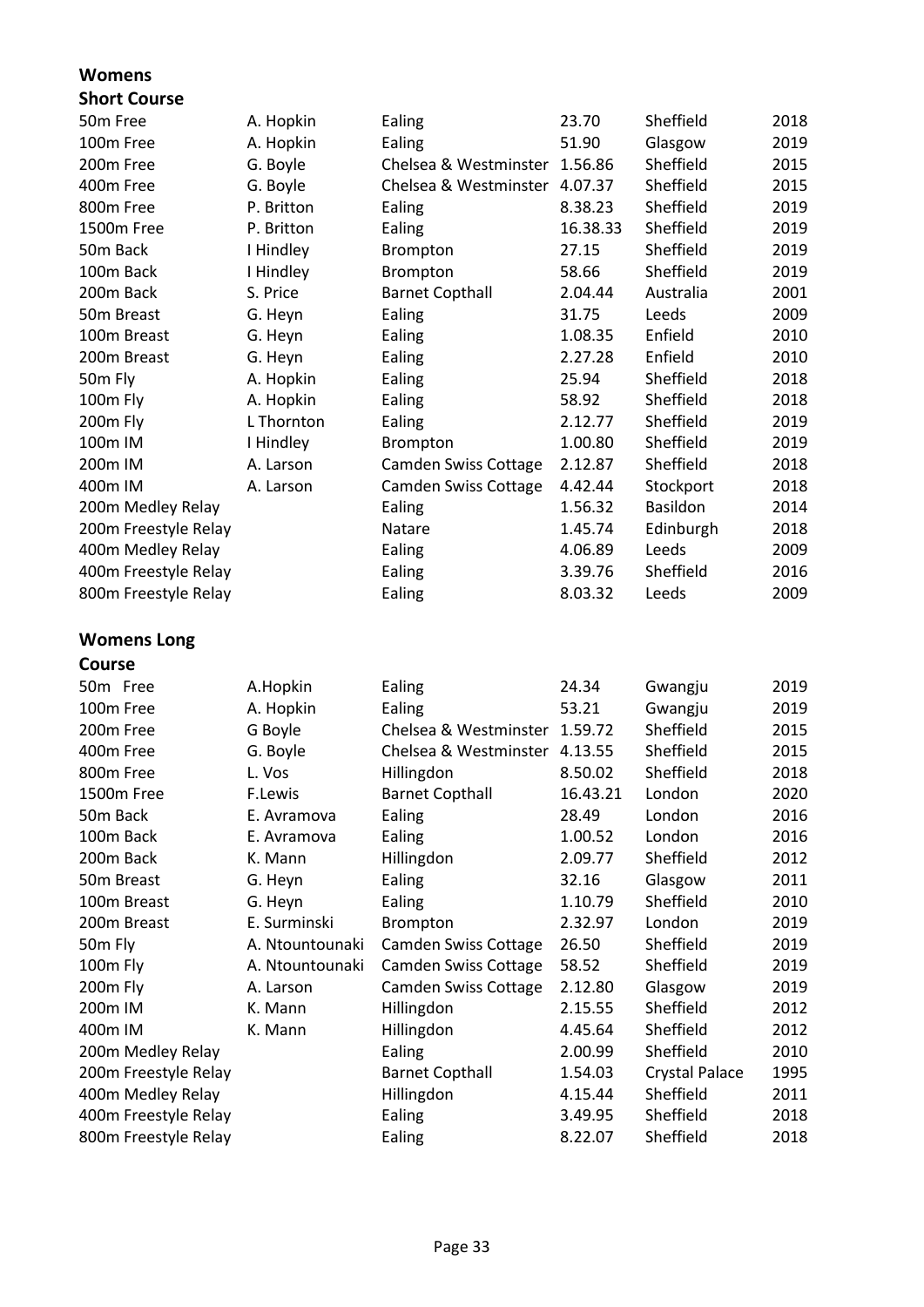## Womens Short Course

| Event | Swimmer | Club | Time | Venue | Year |
|---|---|---|---|---|---|
| 50m Free | A. Hopkin | Ealing | 23.70 | Sheffield | 2018 |
| 100m Free | A. Hopkin | Ealing | 51.90 | Glasgow | 2019 |
| 200m Free | G. Boyle | Chelsea & Westminster | 1.56.86 | Sheffield | 2015 |
| 400m Free | G. Boyle | Chelsea & Westminster | 4.07.37 | Sheffield | 2015 |
| 800m Free | P. Britton | Ealing | 8.38.23 | Sheffield | 2019 |
| 1500m Free | P. Britton | Ealing | 16.38.33 | Sheffield | 2019 |
| 50m Back | I Hindley | Brompton | 27.15 | Sheffield | 2019 |
| 100m Back | I Hindley | Brompton | 58.66 | Sheffield | 2019 |
| 200m Back | S. Price | Barnet Copthall | 2.04.44 | Australia | 2001 |
| 50m Breast | G. Heyn | Ealing | 31.75 | Leeds | 2009 |
| 100m Breast | G. Heyn | Ealing | 1.08.35 | Enfield | 2010 |
| 200m Breast | G. Heyn | Ealing | 2.27.28 | Enfield | 2010 |
| 50m Fly | A. Hopkin | Ealing | 25.94 | Sheffield | 2018 |
| 100m Fly | A. Hopkin | Ealing | 58.92 | Sheffield | 2018 |
| 200m Fly | L Thornton | Ealing | 2.12.77 | Sheffield | 2019 |
| 100m IM | I Hindley | Brompton | 1.00.80 | Sheffield | 2019 |
| 200m IM | A. Larson | Camden Swiss Cottage | 2.12.87 | Sheffield | 2018 |
| 400m IM | A. Larson | Camden Swiss Cottage | 4.42.44 | Stockport | 2018 |
| 200m Medley Relay | | Ealing | 1.56.32 | Basildon | 2014 |
| 200m Freestyle Relay | | Natare | 1.45.74 | Edinburgh | 2018 |
| 400m Medley Relay | | Ealing | 4.06.89 | Leeds | 2009 |
| 400m Freestyle Relay | | Ealing | 3.39.76 | Sheffield | 2016 |
| 800m Freestyle Relay | | Ealing | 8.03.32 | Leeds | 2009 |

## Womens Long Course

| Event | Swimmer | Club | Time | Venue | Year |
|---|---|---|---|---|---|
| 50m Free | A.Hopkin | Ealing | 24.34 | Gwangju | 2019 |
| 100m Free | A. Hopkin | Ealing | 53.21 | Gwangju | 2019 |
| 200m Free | G Boyle | Chelsea & Westminster | 1.59.72 | Sheffield | 2015 |
| 400m Free | G. Boyle | Chelsea & Westminster | 4.13.55 | Sheffield | 2015 |
| 800m Free | L. Vos | Hillingdon | 8.50.02 | Sheffield | 2018 |
| 1500m Free | F.Lewis | Barnet Copthall | 16.43.21 | London | 2020 |
| 50m Back | E. Avramova | Ealing | 28.49 | London | 2016 |
| 100m Back | E. Avramova | Ealing | 1.00.52 | London | 2016 |
| 200m Back | K. Mann | Hillingdon | 2.09.77 | Sheffield | 2012 |
| 50m Breast | G. Heyn | Ealing | 32.16 | Glasgow | 2011 |
| 100m Breast | G. Heyn | Ealing | 1.10.79 | Sheffield | 2010 |
| 200m Breast | E. Surminski | Brompton | 2.32.97 | London | 2019 |
| 50m Fly | A. Ntountounaki | Camden Swiss Cottage | 26.50 | Sheffield | 2019 |
| 100m Fly | A. Ntountounaki | Camden Swiss Cottage | 58.52 | Sheffield | 2019 |
| 200m Fly | A. Larson | Camden Swiss Cottage | 2.12.80 | Glasgow | 2019 |
| 200m IM | K. Mann | Hillingdon | 2.15.55 | Sheffield | 2012 |
| 400m IM | K. Mann | Hillingdon | 4.45.64 | Sheffield | 2012 |
| 200m Medley Relay | | Ealing | 2.00.99 | Sheffield | 2010 |
| 200m Freestyle Relay | | Barnet Copthall | 1.54.03 | Crystal Palace | 1995 |
| 400m Medley Relay | | Hillingdon | 4.15.44 | Sheffield | 2011 |
| 400m Freestyle Relay | | Ealing | 3.49.95 | Sheffield | 2018 |
| 800m Freestyle Relay | | Ealing | 8.22.07 | Sheffield | 2018 |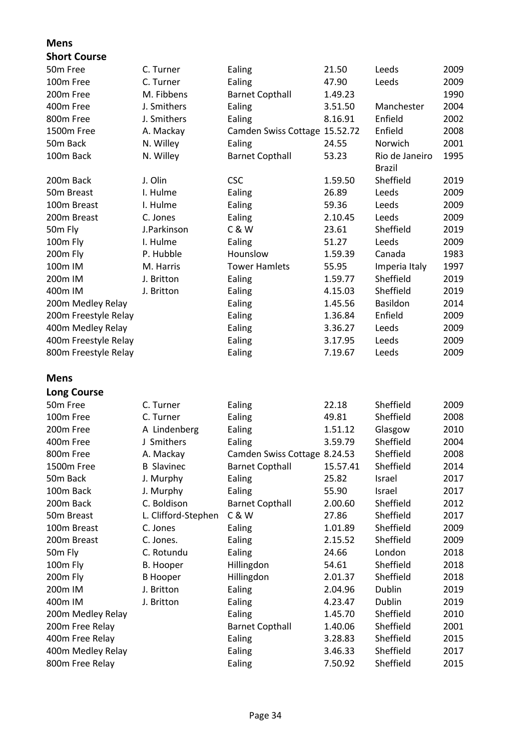## Mens

### Short Course

| Event | Name | Club | Time | Venue | Year |
|---|---|---|---|---|---|
| 50m Free | C. Turner | Ealing | 21.50 | Leeds | 2009 |
| 100m Free | C. Turner | Ealing | 47.90 | Leeds | 2009 |
| 200m Free | M. Fibbens | Barnet Copthall | 1.49.23 | | 1990 |
| 400m Free | J. Smithers | Ealing | 3.51.50 | Manchester | 2004 |
| 800m Free | J. Smithers | Ealing | 8.16.91 | Enfield | 2002 |
| 1500m Free | A. Mackay | Camden Swiss Cottage | 15.52.72 | Enfield | 2008 |
| 50m Back | N. Willey | Ealing | 24.55 | Norwich | 2001 |
| 100m Back | N. Willey | Barnet Copthall | 53.23 | Rio de Janeiro Brazil | 1995 |
| 200m Back | J. Olin | CSC | 1.59.50 | Sheffield | 2019 |
| 50m Breast | I. Hulme | Ealing | 26.89 | Leeds | 2009 |
| 100m Breast | I. Hulme | Ealing | 59.36 | Leeds | 2009 |
| 200m Breast | C. Jones | Ealing | 2.10.45 | Leeds | 2009 |
| 50m Fly | J.Parkinson | C & W | 23.61 | Sheffield | 2019 |
| 100m Fly | I. Hulme | Ealing | 51.27 | Leeds | 2009 |
| 200m Fly | P. Hubble | Hounslow | 1.59.39 | Canada | 1983 |
| 100m IM | M. Harris | Tower Hamlets | 55.95 | Imperia Italy | 1997 |
| 200m IM | J. Britton | Ealing | 1.59.77 | Sheffield | 2019 |
| 400m IM | J. Britton | Ealing | 4.15.03 | Sheffield | 2019 |
| 200m Medley Relay | | Ealing | 1.45.56 | Basildon | 2014 |
| 200m Freestyle Relay | | Ealing | 1.36.84 | Enfield | 2009 |
| 400m Medley Relay | | Ealing | 3.36.27 | Leeds | 2009 |
| 400m Freestyle Relay | | Ealing | 3.17.95 | Leeds | 2009 |
| 800m Freestyle Relay | | Ealing | 7.19.67 | Leeds | 2009 |

## Mens

### Long Course

| Event | Name | Club | Time | Venue | Year |
|---|---|---|---|---|---|
| 50m Free | C. Turner | Ealing | 22.18 | Sheffield | 2009 |
| 100m Free | C. Turner | Ealing | 49.81 | Sheffield | 2008 |
| 200m Free | A Lindenberg | Ealing | 1.51.12 | Glasgow | 2010 |
| 400m Free | J Smithers | Ealing | 3.59.79 | Sheffield | 2004 |
| 800m Free | A. Mackay | Camden Swiss Cottage | 8.24.53 | Sheffield | 2008 |
| 1500m Free | B Slavinec | Barnet Copthall | 15.57.41 | Sheffield | 2014 |
| 50m Back | J. Murphy | Ealing | 25.82 | Israel | 2017 |
| 100m Back | J. Murphy | Ealing | 55.90 | Israel | 2017 |
| 200m Back | C. Boldison | Barnet Copthall | 2.00.60 | Sheffield | 2012 |
| 50m Breast | L. Clifford-Stephen | C & W | 27.86 | Sheffield | 2017 |
| 100m Breast | C. Jones | Ealing | 1.01.89 | Sheffield | 2009 |
| 200m Breast | C. Jones. | Ealing | 2.15.52 | Sheffield | 2009 |
| 50m Fly | C. Rotundu | Ealing | 24.66 | London | 2018 |
| 100m Fly | B. Hooper | Hillingdon | 54.61 | Sheffield | 2018 |
| 200m Fly | B Hooper | Hillingdon | 2.01.37 | Sheffield | 2018 |
| 200m IM | J. Britton | Ealing | 2.04.96 | Dublin | 2019 |
| 400m IM | J. Britton | Ealing | 4.23.47 | Dublin | 2019 |
| 200m Medley Relay | | Ealing | 1.45.70 | Sheffield | 2010 |
| 200m Free Relay | | Barnet Copthall | 1.40.06 | Sheffield | 2001 |
| 400m Free Relay | | Ealing | 3.28.83 | Sheffield | 2015 |
| 400m Medley Relay | | Ealing | 3.46.33 | Sheffield | 2017 |
| 800m Free Relay | | Ealing | 7.50.92 | Sheffield | 2015 |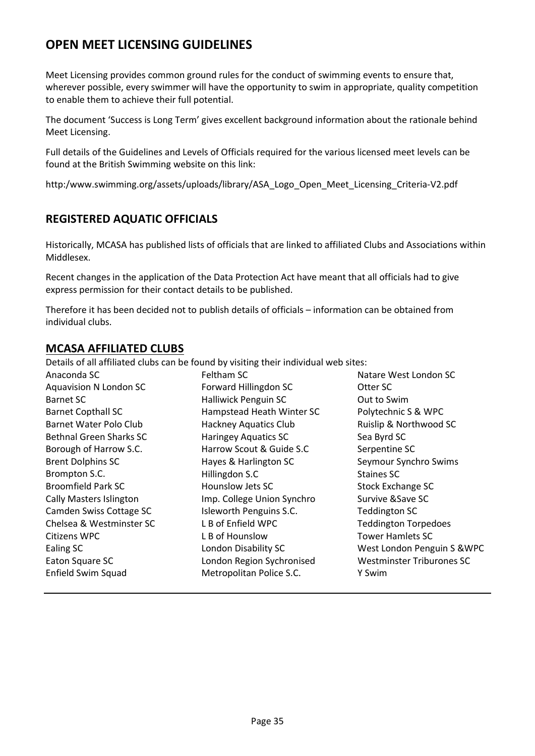## OPEN MEET LICENSING GUIDELINES

Meet Licensing provides common ground rules for the conduct of swimming events to ensure that, wherever possible, every swimmer will have the opportunity to swim in appropriate, quality competition to enable them to achieve their full potential.

The document 'Success is Long Term' gives excellent background information about the rationale behind Meet Licensing.

Full details of the Guidelines and Levels of Officials required for the various licensed meet levels can be found at the British Swimming website on this link:

http:/www.swimming.org/assets/uploads/library/ASA_Logo_Open_Meet_Licensing_Criteria-V2.pdf

## REGISTERED AQUATIC OFFICIALS

Historically, MCASA has published lists of officials that are linked to affiliated Clubs and Associations within Middlesex.

Recent changes in the application of the Data Protection Act have meant that all officials had to give express permission for their contact details to be published.

Therefore it has been decided not to publish details of officials – information can be obtained from individual clubs.

## MCASA AFFILIATED CLUBS

Details of all affiliated clubs can be found by visiting their individual web sites:

- Anaconda SC
- Aquavision N London SC
- Barnet SC
- Barnet Copthall SC
- Barnet Water Polo Club
- Bethnal Green Sharks SC
- Borough of Harrow S.C.
- Brent Dolphins SC
- Brompton S.C.
- Broomfield Park SC
- Cally Masters Islington
- Camden Swiss Cottage SC
- Chelsea & Westminster SC
- Citizens WPC
- Ealing SC
- Eaton Square SC
- Enfield Swim Squad
- Feltham SC
- Forward Hillingdon SC
- Halliwick Penguin SC
- Hampstead Heath Winter SC
- Hackney Aquatics Club
- Haringey Aquatics SC
- Harrow Scout & Guide S.C
- Hayes & Harlington SC
- Hillingdon S.C
- Hounslow Jets SC
- Imp. College Union Synchro
- Isleworth Penguins S.C.
- L B of Enfield WPC
- L B of Hounslow
- London Disability SC
- London Region Sychronised
- Metropolitan Police S.C.
- Natare West London SC
- Otter SC
- Out to Swim
- Polytechnic S & WPC
- Ruislip & Northwood SC
- Sea Byrd SC
- Serpentine SC
- Seymour Synchro Swims
- Staines SC
- Stock Exchange SC
- Survive &Save SC
- Teddington SC
- Teddington Torpedoes
- Tower Hamlets SC
- West London Penguin S &WPC
- Westminster Triburones SC
- Y Swim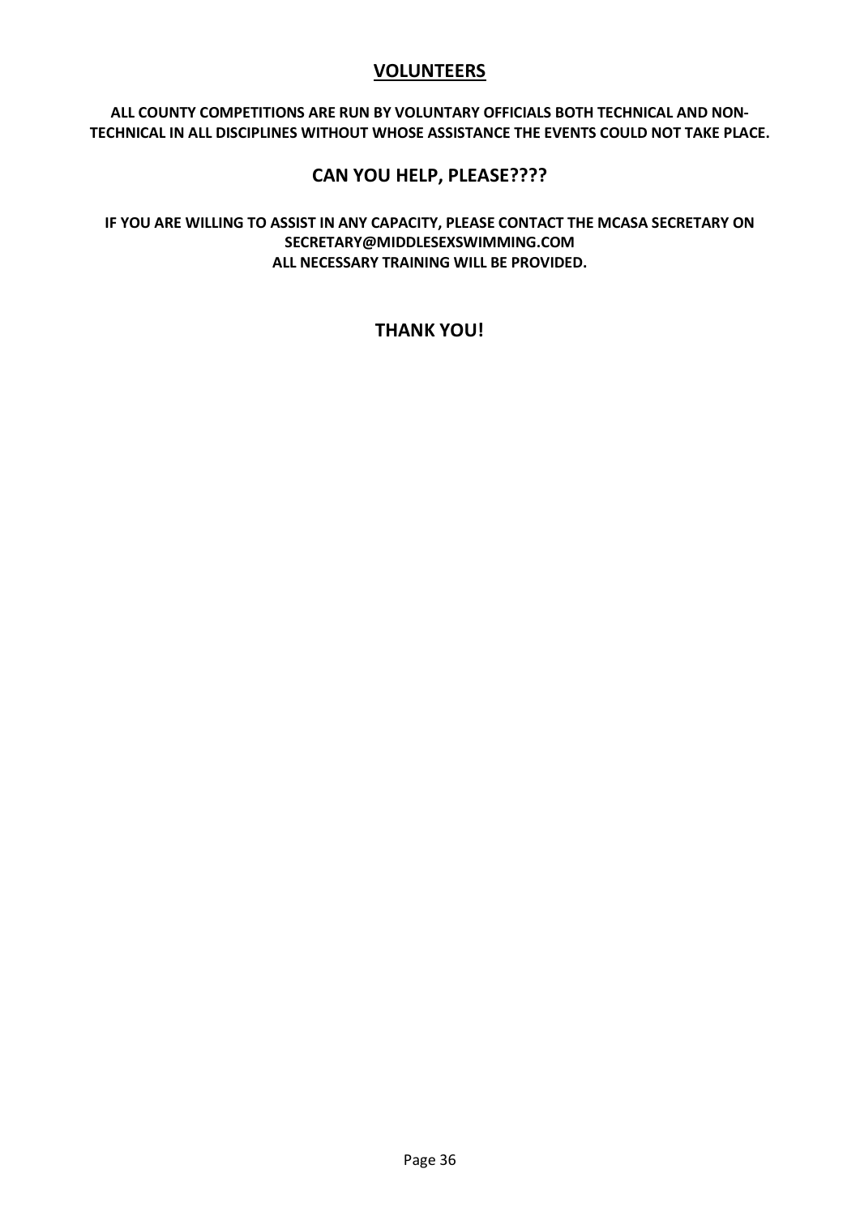## VOLUNTEERS

**ALL COUNTY COMPETITIONS ARE RUN BY VOLUNTARY OFFICIALS BOTH TECHNICAL AND NON-TECHNICAL IN ALL DISCIPLINES WITHOUT WHOSE ASSISTANCE THE EVENTS COULD NOT TAKE PLACE.**

### CAN YOU HELP, PLEASE????

**IF YOU ARE WILLING TO ASSIST IN ANY CAPACITY, PLEASE CONTACT THE MCASA SECRETARY ON SECRETARY@MIDDLESEXSWIMMING.COM**
**ALL NECESSARY TRAINING WILL BE PROVIDED.**

### THANK YOU!